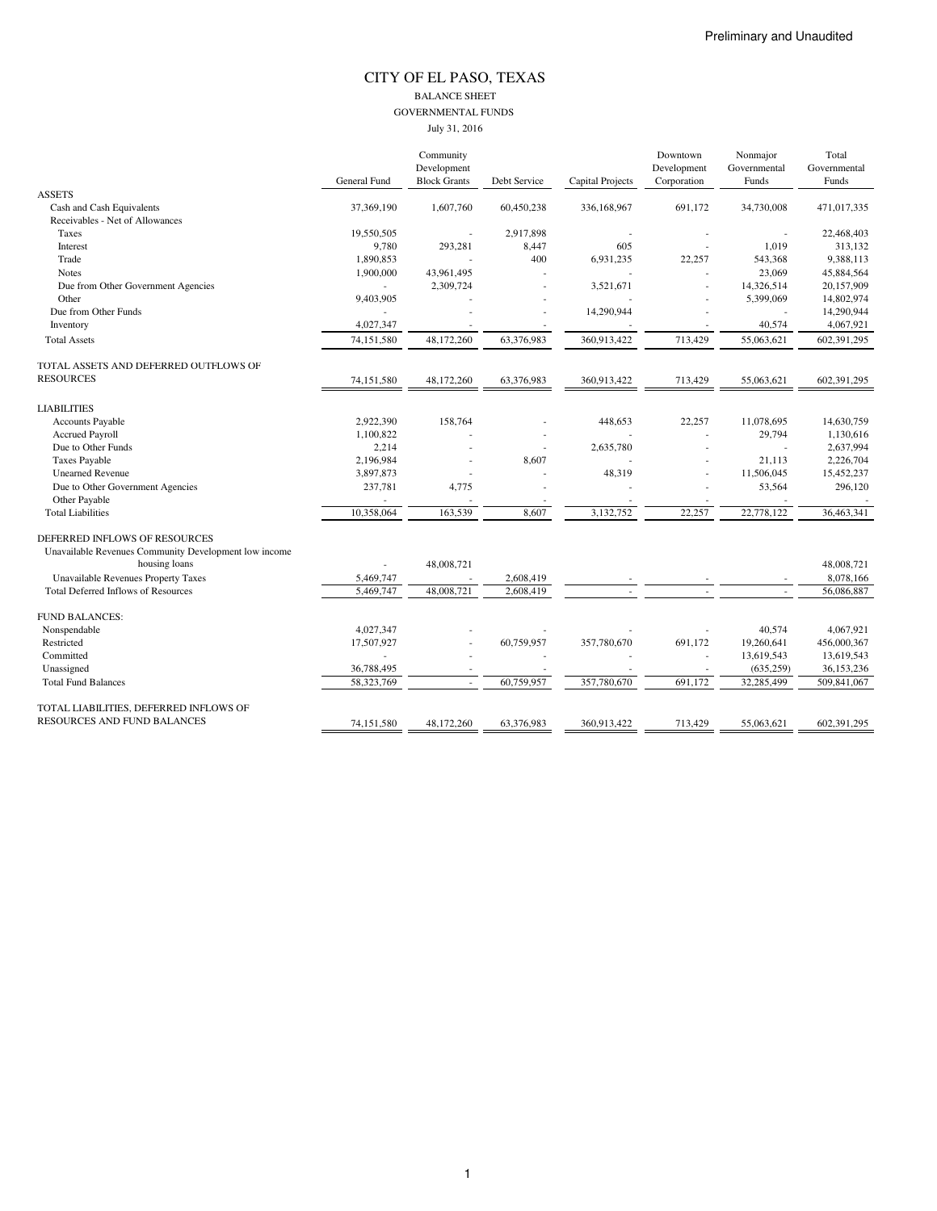Preliminary and Unaudited

# CITY OF EL PASO, TEXAS

## BALANCE SHEET

### GOVERNMENTAL FUNDS

July 31, 2016

| | General Fund | Community Development Block Grants | Debt Service | Capital Projects | Downtown Development Corporation | Nonmajor Governmental Funds | Total Governmental Funds |
|---|---|---|---|---|---|---|---|
| ASSETS | | | | | | | |
| Cash and Cash Equivalents | 37,369,190 | 1,607,760 | 60,450,238 | 336,168,967 | 691,172 | 34,730,008 | 471,017,335 |
| Receivables - Net of Allowances | | | | | | | |
| Taxes | 19,550,505 | - | 2,917,898 | - | - | - | 22,468,403 |
| Interest | 9,780 | 293,281 | 8,447 | 605 | - | 1,019 | 313,132 |
| Trade | 1,890,853 | - | 400 | 6,931,235 | 22,257 | 543,368 | 9,388,113 |
| Notes | 1,900,000 | 43,961,495 | - | - | - | 23,069 | 45,884,564 |
| Due from Other Government Agencies | - | 2,309,724 | - | 3,521,671 | - | 14,326,514 | 20,157,909 |
| Other | 9,403,905 | - | - | - | - | 5,399,069 | 14,802,974 |
| Due from Other Funds | - | - | - | 14,290,944 | - | - | 14,290,944 |
| Inventory | 4,027,347 | - | - | - | - | 40,574 | 4,067,921 |
| Total Assets | 74,151,580 | 48,172,260 | 63,376,983 | 360,913,422 | 713,429 | 55,063,621 | 602,391,295 |
| TOTAL ASSETS AND DEFERRED OUTFLOWS OF RESOURCES | 74,151,580 | 48,172,260 | 63,376,983 | 360,913,422 | 713,429 | 55,063,621 | 602,391,295 |
| LIABILITIES | | | | | | | |
| Accounts Payable | 2,922,390 | 158,764 | - | 448,653 | 22,257 | 11,078,695 | 14,630,759 |
| Accrued Payroll | 1,100,822 | - | - | - | - | 29,794 | 1,130,616 |
| Due to Other Funds | 2,214 | - | - | 2,635,780 | - | - | 2,637,994 |
| Taxes Payable | 2,196,984 | - | 8,607 | - | - | 21,113 | 2,226,704 |
| Unearned Revenue | 3,897,873 | - | - | 48,319 | - | 11,506,045 | 15,452,237 |
| Due to Other Government Agencies | 237,781 | 4,775 | - | - | - | 53,564 | 296,120 |
| Other Payable | - | - | - | - | - | - | - |
| Total Liabilities | 10,358,064 | 163,539 | 8,607 | 3,132,752 | 22,257 | 22,778,122 | 36,463,341 |
| DEFERRED INFLOWS OF RESOURCES | | | | | | | |
| Unavailable Revenues Community Development low income housing loans | - | 48,008,721 | | | | | 48,008,721 |
| Unavailable Revenues Property Taxes | 5,469,747 | - | 2,608,419 | - | - | - | 8,078,166 |
| Total Deferred Inflows of Resources | 5,469,747 | 48,008,721 | 2,608,419 | - | - | - | 56,086,887 |
| FUND BALANCES: | | | | | | | |
| Nonspendable | 4,027,347 | - | - | - | - | 40,574 | 4,067,921 |
| Restricted | 17,507,927 | - | 60,759,957 | 357,780,670 | 691,172 | 19,260,641 | 456,000,367 |
| Committed | - | - | - | - | - | 13,619,543 | 13,619,543 |
| Unassigned | 36,788,495 | - | - | - | - | (635,259) | 36,153,236 |
| Total Fund Balances | 58,323,769 | - | 60,759,957 | 357,780,670 | 691,172 | 32,285,499 | 509,841,067 |
| TOTAL LIABILITIES, DEFERRED INFLOWS OF RESOURCES AND FUND BALANCES | 74,151,580 | 48,172,260 | 63,376,983 | 360,913,422 | 713,429 | 55,063,621 | 602,391,295 |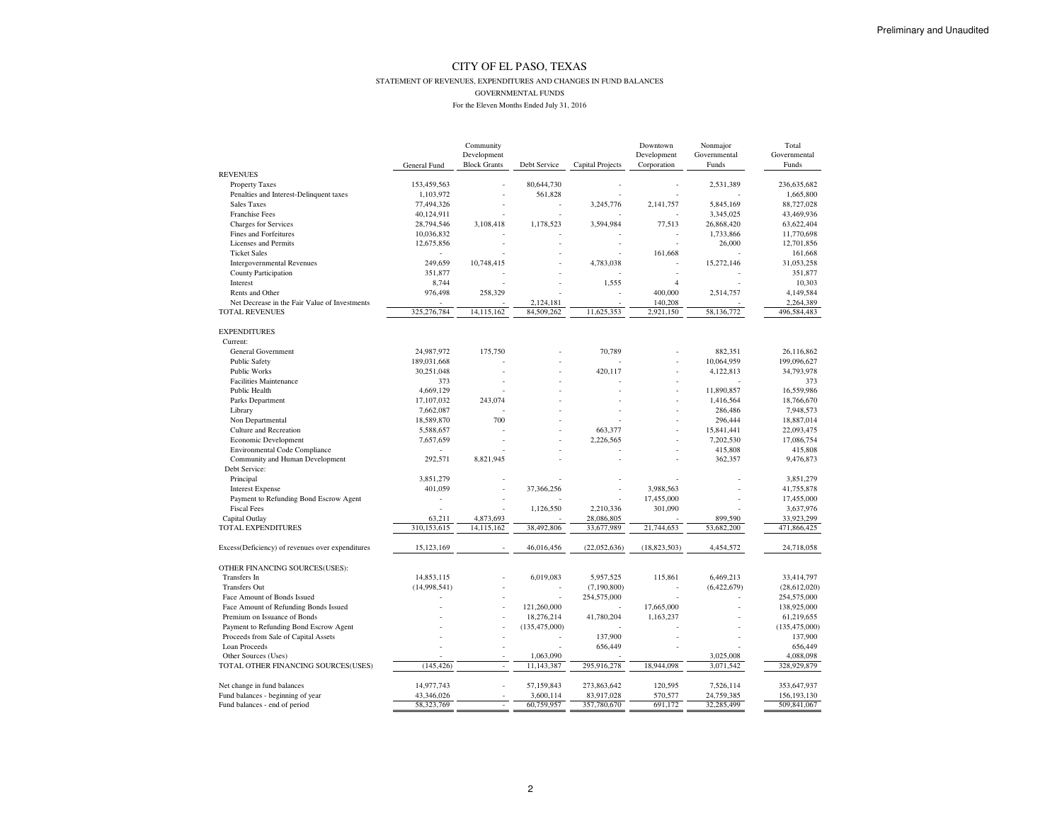Preliminary and Unaudited

# CITY OF EL PASO, TEXAS

## STATEMENT OF REVENUES, EXPENDITURES AND CHANGES IN FUND BALANCES

### GOVERNMENTAL FUNDS

For the Eleven Months Ended July 31, 2016

| | General Fund | Community Development Block Grants | Debt Service | Capital Projects | Downtown Development Corporation | Nonmajor Governmental Funds | Total Governmental Funds |
|---|---|---|---|---|---|---|---|
| **REVENUES** | | | | | | | |
| Property Taxes | 153,459,563 | - | 80,644,730 | - | - | 2,531,389 | 236,635,682 |
| Penalties and Interest-Delinquent taxes | 1,103,972 | - | 561,828 | - | - | - | 1,665,800 |
| Sales Taxes | 77,494,326 | - | - | 3,245,776 | 2,141,757 | 5,845,169 | 88,727,028 |
| Franchise Fees | 40,124,911 | - | - | - | - | 3,345,025 | 43,469,936 |
| Charges for Services | 28,794,546 | 3,108,418 | 1,178,523 | 3,594,984 | 77,513 | 26,868,420 | 63,622,404 |
| Fines and Forfeitures | 10,036,832 | - | - | - | - | 1,733,866 | 11,770,698 |
| Licenses and Permits | 12,675,856 | - | - | - | - | 26,000 | 12,701,856 |
| Ticket Sales | - | - | - | - | 161,668 | - | 161,668 |
| Intergovernmental Revenues | 249,659 | 10,748,415 | - | 4,783,038 | - | 15,272,146 | 31,053,258 |
| County Participation | 351,877 | - | - | - | - | - | 351,877 |
| Interest | 8,744 | - | - | 1,555 | 4 | - | 10,303 |
| Rents and Other | 976,498 | 258,329 | - | - | 400,000 | 2,514,757 | 4,149,584 |
| Net Decrease in the Fair Value of Investments | - | - | 2,124,181 | - | 140,208 | - | 2,264,389 |
| TOTAL REVENUES | 325,276,784 | 14,115,162 | 84,509,262 | 11,625,353 | 2,921,150 | 58,136,772 | 496,584,483 |
| **EXPENDITURES** | | | | | | | |
| Current: | | | | | | | |
| General Government | 24,987,972 | 175,750 | - | 70,789 | - | 882,351 | 26,116,862 |
| Public Safety | 189,031,668 | - | - | - | - | 10,064,959 | 199,096,627 |
| Public Works | 30,251,048 | - | - | 420,117 | - | 4,122,813 | 34,793,978 |
| Facilities Maintenance | 373 | - | - | - | - | - | 373 |
| Public Health | 4,669,129 | - | - | - | - | 11,890,857 | 16,559,986 |
| Parks Department | 17,107,032 | 243,074 | - | - | - | 1,416,564 | 18,766,670 |
| Library | 7,662,087 | - | - | - | - | 286,486 | 7,948,573 |
| Non Departmental | 18,589,870 | 700 | - | - | - | 296,444 | 18,887,014 |
| Culture and Recreation | 5,588,657 | - | - | 663,377 | - | 15,841,441 | 22,093,475 |
| Economic Development | 7,657,659 | - | - | 2,226,565 | - | 7,202,530 | 17,086,754 |
| Environmental Code Compliance | - | - | - | - | - | 415,808 | 415,808 |
| Community and Human Development | 292,571 | 8,821,945 | - | - | - | 362,357 | 9,476,873 |
| Debt Service: | | | | | | | |
| Principal | 3,851,279 | - | - | - | - | - | 3,851,279 |
| Interest Expense | 401,059 | - | 37,366,256 | - | 3,988,563 | - | 41,755,878 |
| Payment to Refunding Bond Escrow Agent | - | - | - | - | 17,455,000 | - | 17,455,000 |
| Fiscal Fees | - | - | 1,126,550 | 2,210,336 | 301,090 | - | 3,637,976 |
| Capital Outlay | 63,211 | 4,873,693 | - | 28,086,805 | - | 899,590 | 33,923,299 |
| TOTAL EXPENDITURES | 310,153,615 | 14,115,162 | 38,492,806 | 33,677,989 | 21,744,653 | 53,682,200 | 471,866,425 |
| Excess(Deficiency) of revenues over expenditures | 15,123,169 | - | 46,016,456 | (22,052,636) | (18,823,503) | 4,454,572 | 24,718,058 |
| **OTHER FINANCING SOURCES(USES):** | | | | | | | |
| Transfers In | 14,853,115 | - | 6,019,083 | 5,957,525 | 115,861 | 6,469,213 | 33,414,797 |
| Transfers Out | (14,998,541) | - | - | (7,190,800) | - | (6,422,679) | (28,612,020) |
| Face Amount of Bonds Issued | - | - | - | 254,575,000 | - | - | 254,575,000 |
| Face Amount of Refunding Bonds Issued | - | - | 121,260,000 | - | 17,665,000 | - | 138,925,000 |
| Premium on Issuance of Bonds | - | - | 18,276,214 | 41,780,204 | 1,163,237 | - | 61,219,655 |
| Payment to Refunding Bond Escrow Agent | - | - | (135,475,000) | - | - | - | (135,475,000) |
| Proceeds from Sale of Capital Assets | - | - | - | 137,900 | - | - | 137,900 |
| Loan Proceeds | - | - | - | 656,449 | - | - | 656,449 |
| Other Sources (Uses) | - | - | 1,063,090 | - | - | 3,025,008 | 4,088,098 |
| TOTAL OTHER FINANCING SOURCES(USES) | (145,426) | - | 11,143,387 | 295,916,278 | 18,944,098 | 3,071,542 | 328,929,879 |
| Net change in fund balances | 14,977,743 | - | 57,159,843 | 273,863,642 | 120,595 | 7,526,114 | 353,647,937 |
| Fund balances - beginning of year | 43,346,026 | - | 3,600,114 | 83,917,028 | 570,577 | 24,759,385 | 156,193,130 |
| Fund balances - end of period | 58,323,769 | - | 60,759,957 | 357,780,670 | 691,172 | 32,285,499 | 509,841,067 |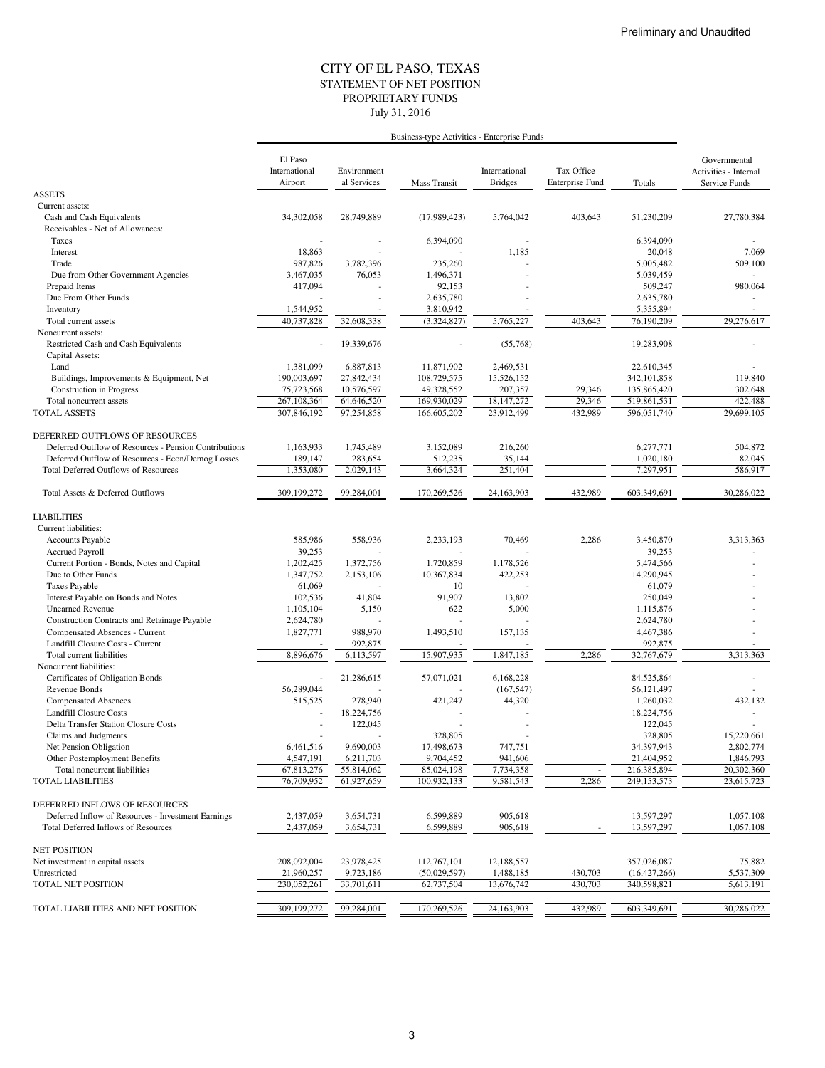Preliminary and Unaudited

# CITY OF EL PASO, TEXAS
## STATEMENT OF NET POSITION
## PROPRIETARY FUNDS
### July 31, 2016

| | Business-type Activities - Enterprise Funds | | | | | | |
|---|---|---|---|---|---|---|---|
| | El Paso International Airport | Environmental Services | Mass Transit | International Bridges | Tax Office Enterprise Fund | Totals | Governmental Activities - Internal Service Funds |
| ASSETS | | | | | | | |
| Current assets: | | | | | | | |
| Cash and Cash Equivalents | 34,302,058 | 28,749,889 | (17,989,423) | 5,764,042 | 403,643 | 51,230,209 | 27,780,384 |
| Receivables - Net of Allowances: | | | | | | | |
| Taxes | - | - | 6,394,090 | - | | 6,394,090 | - |
| Interest | 18,863 | - | - | 1,185 | | 20,048 | 7,069 |
| Trade | 987,826 | 3,782,396 | 235,260 | - | | 5,005,482 | 509,100 |
| Due from Other Government Agencies | 3,467,035 | 76,053 | 1,496,371 | - | | 5,039,459 | - |
| Prepaid Items | 417,094 | - | 92,153 | - | | 509,247 | 980,064 |
| Due From Other Funds | - | - | 2,635,780 | - | | 2,635,780 | - |
| Inventory | 1,544,952 | - | 3,810,942 | - | | 5,355,894 | - |
| Total current assets | 40,737,828 | 32,608,338 | (3,324,827) | 5,765,227 | 403,643 | 76,190,209 | 29,276,617 |
| Noncurrent assets: | | | | | | | |
| Restricted Cash and Cash Equivalents | - | 19,339,676 | - | (55,768) | | 19,283,908 | - |
| Capital Assets: | | | | | | | |
| Land | 1,381,099 | 6,887,813 | 11,871,902 | 2,469,531 | | 22,610,345 | - |
| Buildings, Improvements & Equipment, Net | 190,003,697 | 27,842,434 | 108,729,575 | 15,526,152 | | 342,101,858 | 119,840 |
| Construction in Progress | 75,723,568 | 10,576,597 | 49,328,552 | 207,357 | 29,346 | 135,865,420 | 302,648 |
| Total noncurrent assets | 267,108,364 | 64,646,520 | 169,930,029 | 18,147,272 | 29,346 | 519,861,531 | 422,488 |
| TOTAL ASSETS | 307,846,192 | 97,254,858 | 166,605,202 | 23,912,499 | 432,989 | 596,051,740 | 29,699,105 |
| | | | | | | | |
| DEFERRED OUTFLOWS OF RESOURCES | | | | | | | |
| Deferred Outflow of Resources - Pension Contributions | 1,163,933 | 1,745,489 | 3,152,089 | 216,260 | | 6,277,771 | 504,872 |
| Deferred Outflow of Resources - Econ/Demog Losses | 189,147 | 283,654 | 512,235 | 35,144 | | 1,020,180 | 82,045 |
| Total Deferred Outflows of Resources | 1,353,080 | 2,029,143 | 3,664,324 | 251,404 | | 7,297,951 | 586,917 |
| | | | | | | | |
| Total Assets & Deferred Outflows | 309,199,272 | 99,284,001 | 170,269,526 | 24,163,903 | 432,989 | 603,349,691 | 30,286,022 |
| | | | | | | | |
| LIABILITIES | | | | | | | |
| Current liabilities: | | | | | | | |
| Accounts Payable | 585,986 | 558,936 | 2,233,193 | 70,469 | 2,286 | 3,450,870 | 3,313,363 |
| Accrued Payroll | 39,253 | - | - | - | | 39,253 | - |
| Current Portion - Bonds, Notes and Capital | 1,202,425 | 1,372,756 | 1,720,859 | 1,178,526 | | 5,474,566 | - |
| Due to Other Funds | 1,347,752 | 2,153,106 | 10,367,834 | 422,253 | | 14,290,945 | - |
| Taxes Payable | 61,069 | - | 10 | - | | 61,079 | - |
| Interest Payable on Bonds and Notes | 102,536 | 41,804 | 91,907 | 13,802 | | 250,049 | - |
| Unearned Revenue | 1,105,104 | 5,150 | 622 | 5,000 | | 1,115,876 | - |
| Construction Contracts and Retainage Payable | 2,624,780 | - | - | - | | 2,624,780 | - |
| Compensated Absences - Current | 1,827,771 | 988,970 | 1,493,510 | 157,135 | | 4,467,386 | - |
| Landfill Closure Costs - Current | - | 992,875 | - | - | | 992,875 | - |
| Total current liabilities | 8,896,676 | 6,113,597 | 15,907,935 | 1,847,185 | 2,286 | 32,767,679 | 3,313,363 |
| Noncurrent liabilities: | | | | | | | |
| Certificates of Obligation Bonds | - | 21,286,615 | 57,071,021 | 6,168,228 | | 84,525,864 | - |
| Revenue Bonds | 56,289,044 | - | - | (167,547) | | 56,121,497 | - |
| Compensated Absences | 515,525 | 278,940 | 421,247 | 44,320 | | 1,260,032 | 432,132 |
| Landfill Closure Costs | - | 18,224,756 | - | - | | 18,224,756 | - |
| Delta Transfer Station Closure Costs | - | 122,045 | - | - | | 122,045 | - |
| Claims and Judgments | - | - | 328,805 | - | | 328,805 | 15,220,661 |
| Net Pension Obligation | 6,461,516 | 9,690,003 | 17,498,673 | 747,751 | | 34,397,943 | 2,802,774 |
| Other Postemployment Benefits | 4,547,191 | 6,211,703 | 9,704,452 | 941,606 | | 21,404,952 | 1,846,793 |
| Total noncurrent liabilities | 67,813,276 | 55,814,062 | 85,024,198 | 7,734,358 | - | 216,385,894 | 20,302,360 |
| TOTAL LIABILITIES | 76,709,952 | 61,927,659 | 100,932,133 | 9,581,543 | 2,286 | 249,153,573 | 23,615,723 |
| | | | | | | | |
| DEFERRED INFLOWS OF RESOURCES | | | | | | | |
| Deferred Inflow of Resources - Investment Earnings | 2,437,059 | 3,654,731 | 6,599,889 | 905,618 | | 13,597,297 | 1,057,108 |
| Total Deferred Inflows of Resources | 2,437,059 | 3,654,731 | 6,599,889 | 905,618 | - | 13,597,297 | 1,057,108 |
| | | | | | | | |
| NET POSITION | | | | | | | |
| Net investment in capital assets | 208,092,004 | 23,978,425 | 112,767,101 | 12,188,557 | | 357,026,087 | 75,882 |
| Unrestricted | 21,960,257 | 9,723,186 | (50,029,597) | 1,488,185 | 430,703 | (16,427,266) | 5,537,309 |
| TOTAL NET POSITION | 230,052,261 | 33,701,611 | 62,737,504 | 13,676,742 | 430,703 | 340,598,821 | 5,613,191 |
| | | | | | | | |
| TOTAL LIABILITIES AND NET POSITION | 309,199,272 | 99,284,001 | 170,269,526 | 24,163,903 | 432,989 | 603,349,691 | 30,286,022 |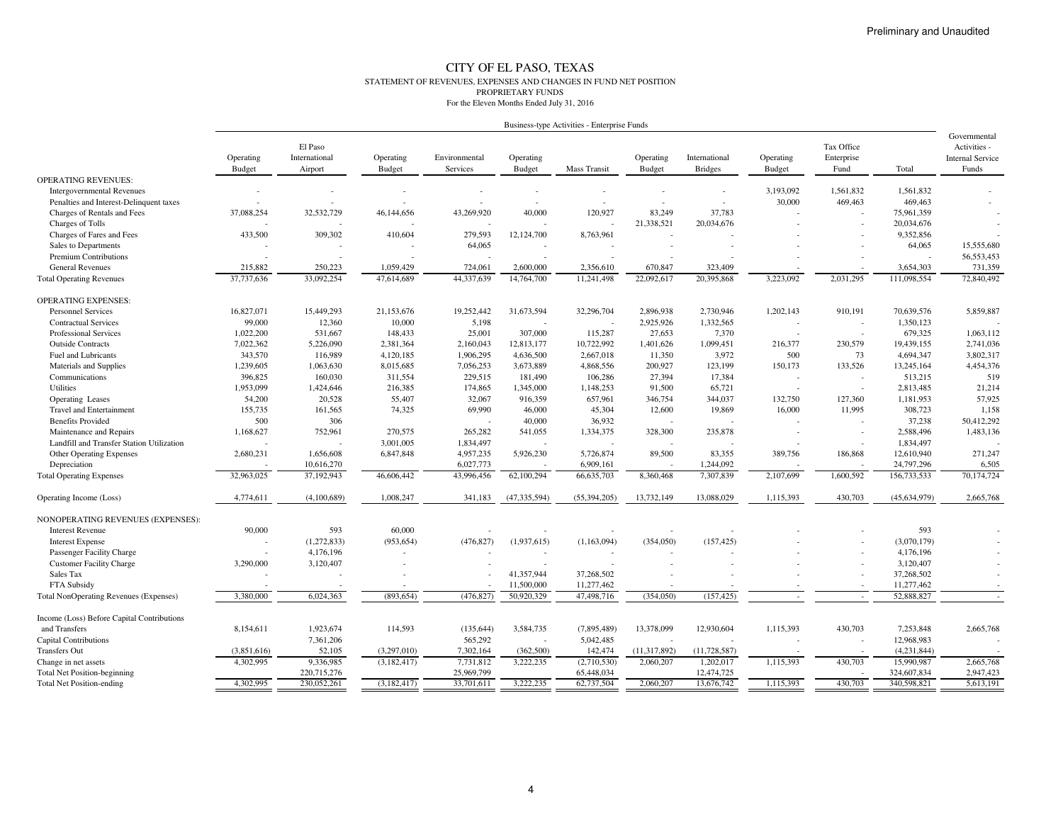Preliminary and Unaudited

# CITY OF EL PASO, TEXAS

STATEMENT OF REVENUES, EXPENSES AND CHANGES IN FUND NET POSITION
PROPRIETARY FUNDS
For the Eleven Months Ended July 31, 2016

| | Business-type Activities - Enterprise Funds | | | | | | | | | | | |
|---|---|---|---|---|---|---|---|---|---|---|---|---|
| | Operating Budget | El Paso International Airport | Operating Budget | Environmental Services | Operating Budget | Mass Transit | Operating Budget | International Bridges | Operating Budget | Tax Office Enterprise Fund | Total | Governmental Activities - Internal Service Funds |
| OPERATING REVENUES: | | | | | | | | | | | | |
| Intergovernmental Revenues | - | - | - | - | - | - | - | - | 3,193,092 | 1,561,832 | 1,561,832 | - |
| Penalties and Interest-Delinquent taxes | - | - | - | - | - | - | - | - | 30,000 | 469,463 | 469,463 | - |
| Charges of Rentals and Fees | 37,088,254 | 32,532,729 | 46,144,656 | 43,269,920 | 40,000 | 120,927 | 83,249 | 37,783 | - | - | 75,961,359 | - |
| Charges of Tolls | - | - | - | - | - | - | 21,338,521 | 20,034,676 | - | - | 20,034,676 | - |
| Charges of Fares and Fees | 433,500 | 309,302 | 410,604 | 279,593 | 12,124,700 | 8,763,961 | - | - | - | - | 9,352,856 | - |
| Sales to Departments | - | - | - | 64,065 | - | - | - | - | - | - | 64,065 | 15,555,680 |
| Premium Contributions | - | - | - | - | - | - | - | - | - | - | - | 56,553,453 |
| General Revenues | 215,882 | 250,223 | 1,059,429 | 724,061 | 2,600,000 | 2,356,610 | 670,847 | 323,409 | - | - | 3,654,303 | 731,359 |
| Total Operating Revenues | 37,737,636 | 33,092,254 | 47,614,689 | 44,337,639 | 14,764,700 | 11,241,498 | 22,092,617 | 20,395,868 | 3,223,092 | 2,031,295 | 111,098,554 | 72,840,492 |
| OPERATING EXPENSES: | | | | | | | | | | | | |
| Personnel Services | 16,827,071 | 15,449,293 | 21,153,676 | 19,252,442 | 31,673,594 | 32,296,704 | 2,896,938 | 2,730,946 | 1,202,143 | 910,191 | 70,639,576 | 5,859,887 |
| Contractual Services | 99,000 | 12,360 | 10,000 | 5,198 | - | - | 2,925,926 | 1,332,565 | - | - | 1,350,123 | - |
| Professional Services | 1,022,200 | 531,667 | 148,433 | 25,001 | 307,000 | 115,287 | 27,653 | 7,370 | - | - | 679,325 | 1,063,112 |
| Outside Contracts | 7,022,362 | 5,226,090 | 2,381,364 | 2,160,043 | 12,813,177 | 10,722,992 | 1,401,626 | 1,099,451 | 216,377 | 230,579 | 19,439,155 | 2,741,036 |
| Fuel and Lubricants | 343,570 | 116,989 | 4,120,185 | 1,906,295 | 4,636,500 | 2,667,018 | 11,350 | 3,972 | 500 | 73 | 4,694,347 | 3,802,317 |
| Materials and Supplies | 1,239,605 | 1,063,630 | 8,015,685 | 7,056,253 | 3,673,889 | 4,868,556 | 200,927 | 123,199 | 150,173 | 133,526 | 13,245,164 | 4,454,376 |
| Communications | 396,825 | 160,030 | 311,554 | 229,515 | 181,490 | 106,286 | 27,394 | 17,384 | - | - | 513,215 | 519 |
| Utilities | 1,953,099 | 1,424,646 | 216,385 | 174,865 | 1,345,000 | 1,148,253 | 91,500 | 65,721 | - | - | 2,813,485 | 21,214 |
| Operating Leases | 54,200 | 20,528 | 55,407 | 32,067 | 916,359 | 657,961 | 346,754 | 344,037 | 132,750 | 127,360 | 1,181,953 | 57,925 |
| Travel and Entertainment | 155,735 | 161,565 | 74,325 | 69,990 | 46,000 | 45,304 | 12,600 | 19,869 | 16,000 | 11,995 | 308,723 | 1,158 |
| Benefits Provided | 500 | 306 | | - | 40,000 | 36,932 | - | - | - | - | 37,238 | 50,412,292 |
| Maintenance and Repairs | 1,168,627 | 752,961 | 270,575 | 265,282 | 541,055 | 1,334,375 | 328,300 | 235,878 | - | - | 2,588,496 | 1,483,136 |
| Landfill and Transfer Station Utilization | - | - | 3,001,005 | 1,834,497 | - | - | - | - | - | - | 1,834,497 | - |
| Other Operating Expenses | 2,680,231 | 1,656,608 | 6,847,848 | 4,957,235 | 5,926,230 | 5,726,874 | 89,500 | 83,355 | 389,756 | 186,868 | 12,610,940 | 271,247 |
| Depreciation | - | 10,616,270 | | 6,027,773 | - | 6,909,161 | - | 1,244,092 | - | - | 24,797,296 | 6,505 |
| Total Operating Expenses | 32,963,025 | 37,192,943 | 46,606,442 | 43,996,456 | 62,100,294 | 66,635,703 | 8,360,468 | 7,307,839 | 2,107,699 | 1,600,592 | 156,733,533 | 70,174,724 |
| Operating Income (Loss) | 4,774,611 | (4,100,689) | 1,008,247 | 341,183 | (47,335,594) | (55,394,205) | 13,732,149 | 13,088,029 | 1,115,393 | 430,703 | (45,634,979) | 2,665,768 |
| NONOPERATING REVENUES (EXPENSES): | | | | | | | | | | | | |
| Interest Revenue | 90,000 | 593 | 60,000 | - | - | - | - | - | - | - | 593 | - |
| Interest Expense | - | (1,272,833) | (953,654) | (476,827) | (1,937,615) | (1,163,094) | (354,050) | (157,425) | - | - | (3,070,179) | - |
| Passenger Facility Charge | - | 4,176,196 | - | - | - | - | - | - | - | - | 4,176,196 | - |
| Customer Facility Charge | 3,290,000 | 3,120,407 | - | - | - | - | - | - | - | - | 3,120,407 | - |
| Sales Tax | - | - | - | - | 41,357,944 | 37,268,502 | - | - | - | - | 37,268,502 | - |
| FTA Subsidy | - | - | - | - | 11,500,000 | 11,277,462 | - | - | - | - | 11,277,462 | - |
| Total NonOperating Revenues (Expenses) | 3,380,000 | 6,024,363 | (893,654) | (476,827) | 50,920,329 | 47,498,716 | (354,050) | (157,425) | - | - | 52,888,827 | - |
| Income (Loss) Before Capital Contributions and Transfers | 8,154,611 | 1,923,674 | 114,593 | (135,644) | 3,584,735 | (7,895,489) | 13,378,099 | 12,930,604 | 1,115,393 | 430,703 | 7,253,848 | 2,665,768 |
| Capital Contributions | | 7,361,206 | | 565,292 | - | 5,042,485 | - | - | - | - | 12,968,983 | - |
| Transfers Out | (3,851,616) | 52,105 | (3,297,010) | 7,302,164 | (362,500) | 142,474 | (11,317,892) | (11,728,587) | - | - | (4,231,844) | - |
| Change in net assets | 4,302,995 | 9,336,985 | (3,182,417) | 7,731,812 | 3,222,235 | (2,710,530) | 2,060,207 | 1,202,017 | 1,115,393 | 430,703 | 15,990,987 | 2,665,768 |
| Total Net Position-beginning | | 220,715,276 | | 25,969,799 | | 65,448,034 | | 12,474,725 | | - | 324,607,834 | 2,947,423 |
| Total Net Position-ending | 4,302,995 | 230,052,261 | (3,182,417) | 33,701,611 | 3,222,235 | 62,737,504 | 2,060,207 | 13,676,742 | 1,115,393 | 430,703 | 340,598,821 | 5,613,191 |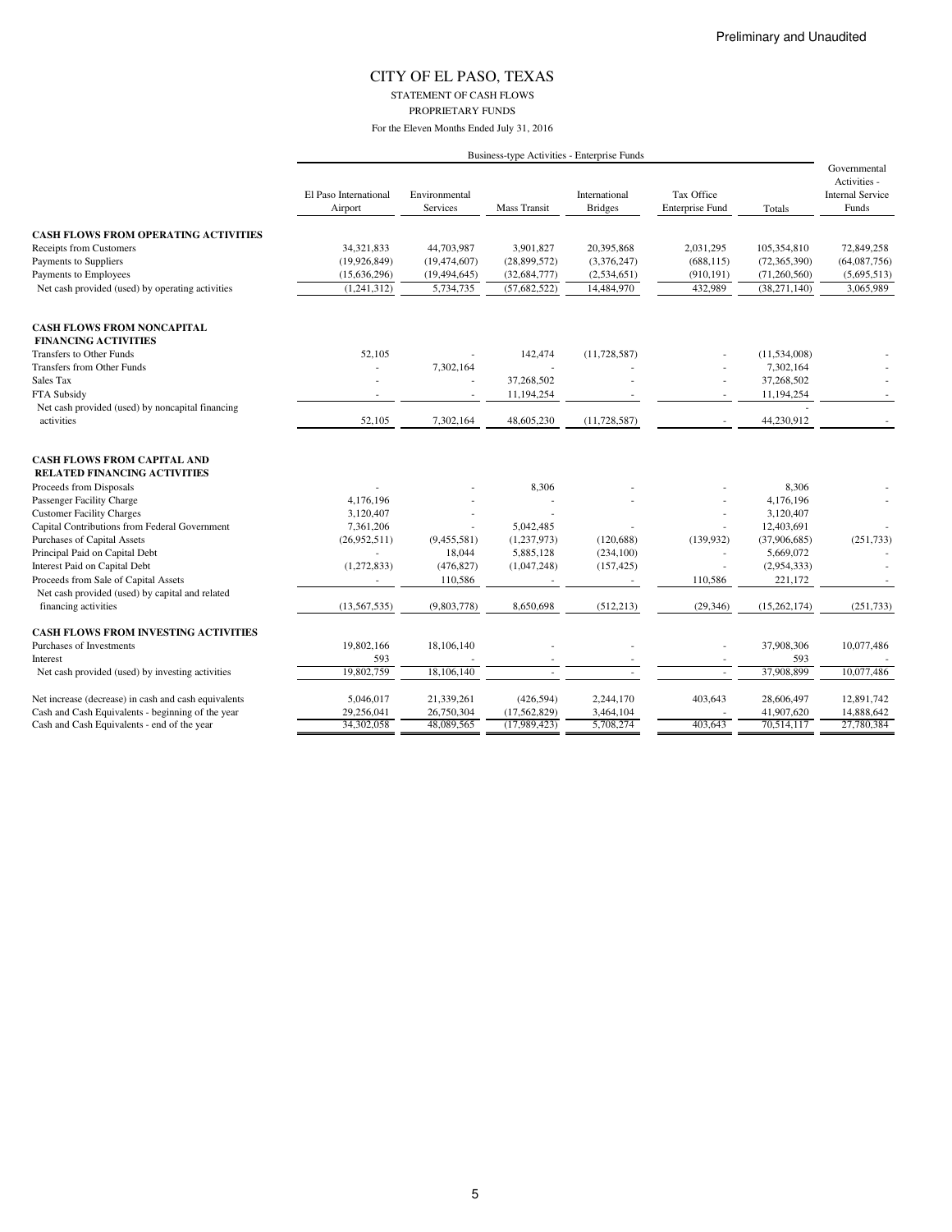Preliminary and Unaudited

# CITY OF EL PASO, TEXAS

STATEMENT OF CASH FLOWS

PROPRIETARY FUNDS

For the Eleven Months Ended July 31, 2016

| | Business-type Activities - Enterprise Funds | | | | | | Governmental Activities - Internal Service Funds |
|---|---|---|---|---|---|---|---|
| | El Paso International Airport | Environmental Services | Mass Transit | International Bridges | Tax Office Enterprise Fund | Totals | |
| **CASH FLOWS FROM OPERATING ACTIVITIES** | | | | | | | |
| Receipts from Customers | 34,321,833 | 44,703,987 | 3,901,827 | 20,395,868 | 2,031,295 | 105,354,810 | 72,849,258 |
| Payments to Suppliers | (19,926,849) | (19,474,607) | (28,899,572) | (3,376,247) | (688,115) | (72,365,390) | (64,087,756) |
| Payments to Employees | (15,636,296) | (19,494,645) | (32,684,777) | (2,534,651) | (910,191) | (71,260,560) | (5,695,513) |
| Net cash provided (used) by operating activities | (1,241,312) | 5,734,735 | (57,682,522) | 14,484,970 | 432,989 | (38,271,140) | 3,065,989 |
| **CASH FLOWS FROM NONCAPITAL FINANCING ACTIVITIES** | | | | | | | |
| Transfers to Other Funds | 52,105 | - | 142,474 | (11,728,587) | - | (11,534,008) | - |
| Transfers from Other Funds | - | 7,302,164 | - | - | - | 7,302,164 | - |
| Sales Tax | - | - | 37,268,502 | - | - | 37,268,502 | - |
| FTA Subsidy | - | - | 11,194,254 | - | - | 11,194,254 | - |
| Net cash provided (used) by noncapital financing activities | 52,105 | 7,302,164 | 48,605,230 | (11,728,587) | - | 44,230,912 | - |
| **CASH FLOWS FROM CAPITAL AND RELATED FINANCING ACTIVITIES** | | | | | | | |
| Proceeds from Disposals | - | - | 8,306 | - | - | 8,306 | - |
| Passenger Facility Charge | 4,176,196 | - | - | - | - | 4,176,196 | - |
| Customer Facility Charges | 3,120,407 | - | - | - | - | 3,120,407 | - |
| Capital Contributions from Federal Government | 7,361,206 | - | 5,042,485 | - | - | 12,403,691 | - |
| Purchases of Capital Assets | (26,952,511) | (9,455,581) | (1,237,973) | (120,688) | (139,932) | (37,906,685) | (251,733) |
| Principal Paid on Capital Debt | - | 18,044 | 5,885,128 | (234,100) | - | 5,669,072 | - |
| Interest Paid on Capital Debt | (1,272,833) | (476,827) | (1,047,248) | (157,425) | - | (2,954,333) | - |
| Proceeds from Sale of Capital Assets | - | 110,586 | - | - | 110,586 | 221,172 | - |
| Net cash provided (used) by capital and related financing activities | (13,567,535) | (9,803,778) | 8,650,698 | (512,213) | (29,346) | (15,262,174) | (251,733) |
| **CASH FLOWS FROM INVESTING ACTIVITIES** | | | | | | | |
| Purchases of Investments | 19,802,166 | 18,106,140 | - | - | - | 37,908,306 | 10,077,486 |
| Interest | 593 | - | - | - | - | 593 | - |
| Net cash provided (used) by investing activities | 19,802,759 | 18,106,140 | - | - | - | 37,908,899 | 10,077,486 |
| Net increase (decrease) in cash and cash equivalents | 5,046,017 | 21,339,261 | (426,594) | 2,244,170 | 403,643 | 28,606,497 | 12,891,742 |
| Cash and Cash Equivalents - beginning of the year | 29,256,041 | 26,750,304 | (17,562,829) | 3,464,104 | - | 41,907,620 | 14,888,642 |
| Cash and Cash Equivalents - end of the year | 34,302,058 | 48,089,565 | (17,989,423) | 5,708,274 | 403,643 | 70,514,117 | 27,780,384 |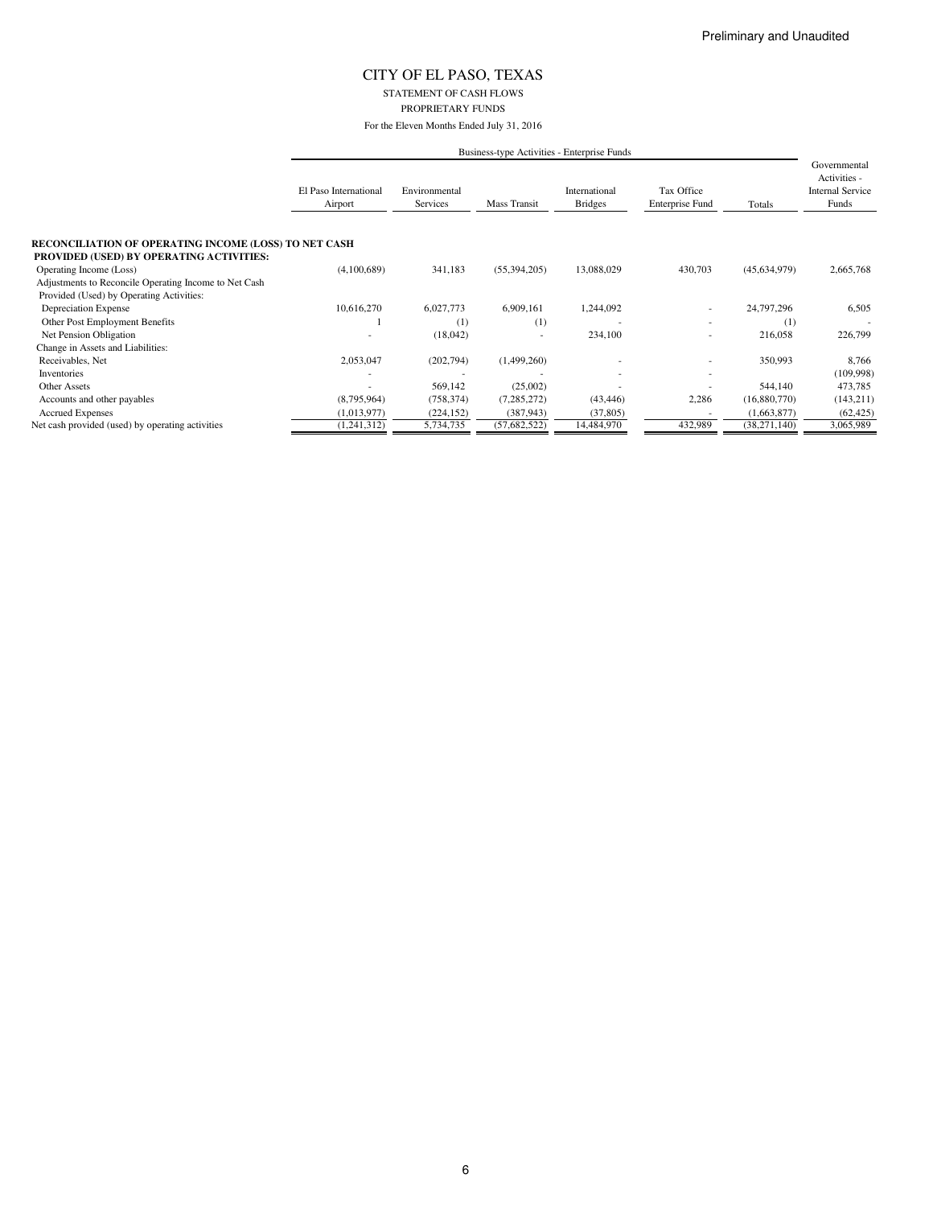Preliminary and Unaudited

# CITY OF EL PASO, TEXAS

STATEMENT OF CASH FLOWS

PROPRIETARY FUNDS

For the Eleven Months Ended July 31, 2016

| | Business-type Activities - Enterprise Funds | | | | | | Governmental Activities - Internal Service Funds |
|---|---|---|---|---|---|---|---|
| | El Paso International Airport | Environmental Services | Mass Transit | International Bridges | Tax Office Enterprise Fund | Totals | |
| **RECONCILIATION OF OPERATING INCOME (LOSS) TO NET CASH PROVIDED (USED) BY OPERATING ACTIVITIES:** | | | | | | | |
| Operating Income (Loss) | (4,100,689) | 341,183 | (55,394,205) | 13,088,029 | 430,703 | (45,634,979) | 2,665,768 |
| Adjustments to Reconcile Operating Income to Net Cash Provided (Used) by Operating Activities: | | | | | | | |
| Depreciation Expense | 10,616,270 | 6,027,773 | 6,909,161 | 1,244,092 | - | 24,797,296 | 6,505 |
| Other Post Employment Benefits | 1 | (1) | (1) | - | - | (1) | - |
| Net Pension Obligation | - | (18,042) | - | 234,100 | - | 216,058 | 226,799 |
| Change in Assets and Liabilities: | | | | | | | |
| Receivables, Net | 2,053,047 | (202,794) | (1,499,260) | - | - | 350,993 | 8,766 |
| Inventories | - | - | - | - | - | | (109,998) |
| Other Assets | - | 569,142 | (25,002) | - | - | 544,140 | 473,785 |
| Accounts and other payables | (8,795,964) | (758,374) | (7,285,272) | (43,446) | 2,286 | (16,880,770) | (143,211) |
| Accrued Expenses | (1,013,977) | (224,152) | (387,943) | (37,805) | - | (1,663,877) | (62,425) |
| Net cash provided (used) by operating activities | (1,241,312) | 5,734,735 | (57,682,522) | 14,484,970 | 432,989 | (38,271,140) | 3,065,989 |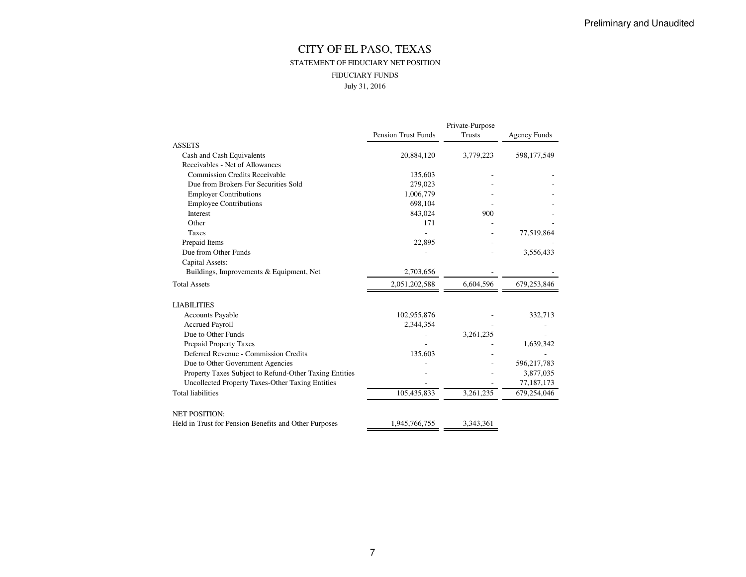Preliminary and Unaudited

# CITY OF EL PASO, TEXAS

## STATEMENT OF FIDUCIARY NET POSITION

### FIDUCIARY FUNDS

July 31, 2016

| | Pension Trust Funds | Private-Purpose Trusts | Agency Funds |
|---|---|---|---|
| ASSETS | | | |
| Cash and Cash Equivalents | 20,884,120 | 3,779,223 | 598,177,549 |
| Receivables - Net of Allowances | | | |
| Commission Credits Receivable | 135,603 | - | - |
| Due from Brokers For Securities Sold | 279,023 | - | - |
| Employer Contributions | 1,006,779 | - | - |
| Employee Contributions | 698,104 | - | - |
| Interest | 843,024 | 900 | - |
| Other | 171 | - | - |
| Taxes | - | - | 77,519,864 |
| Prepaid Items | 22,895 | - | - |
| Due from Other Funds | - | - | 3,556,433 |
| Capital Assets: | | | |
| Buildings, Improvements & Equipment, Net | 2,703,656 | - | - |
| Total Assets | 2,051,202,588 | 6,604,596 | 679,253,846 |
| | | | |
| LIABILITIES | | | |
| Accounts Payable | 102,955,876 | - | 332,713 |
| Accrued Payroll | 2,344,354 | - | - |
| Due to Other Funds | - | 3,261,235 | - |
| Prepaid Property Taxes | - | - | 1,639,342 |
| Deferred Revenue - Commission Credits | 135,603 | - | - |
| Due to Other Government Agencies | - | - | 596,217,783 |
| Property Taxes Subject to Refund-Other Taxing Entities | - | - | 3,877,035 |
| Uncollected Property Taxes-Other Taxing Entities | - | - | 77,187,173 |
| Total liabilities | 105,435,833 | 3,261,235 | 679,254,046 |
| | | | |
| NET POSITION: | | | |
| Held in Trust for Pension Benefits and Other Purposes | 1,945,766,755 | 3,343,361 | |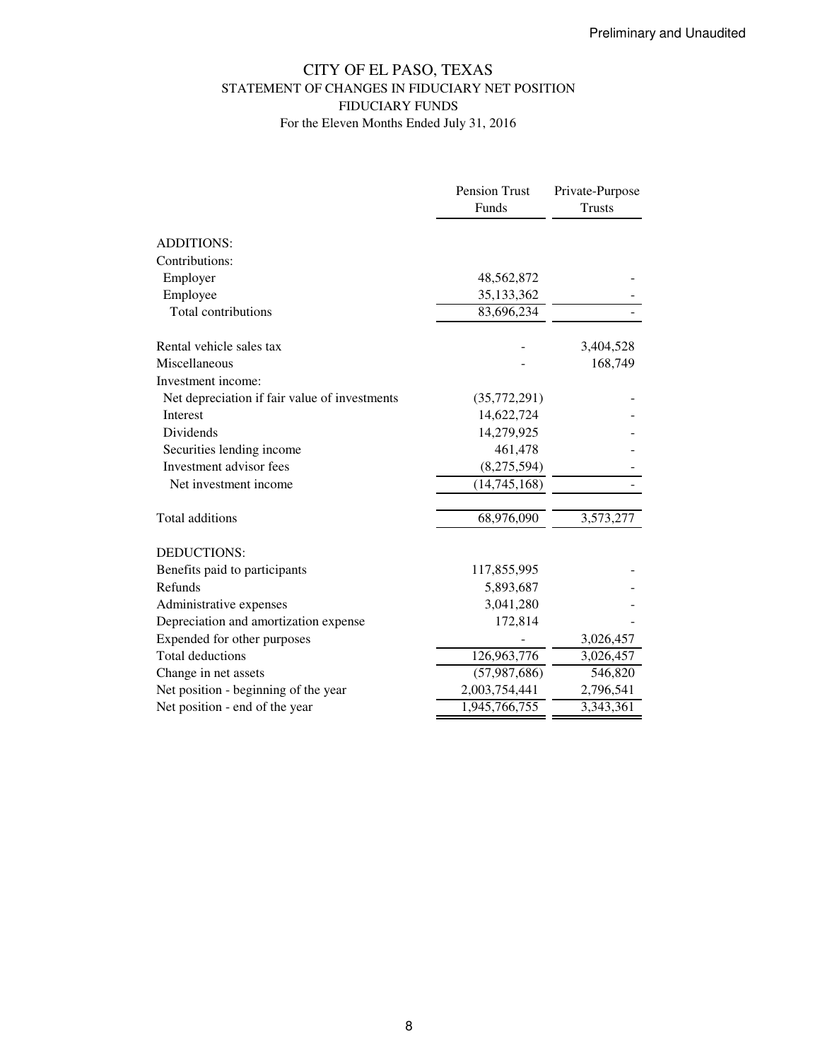Preliminary and Unaudited

# CITY OF EL PASO, TEXAS
## STATEMENT OF CHANGES IN FIDUCIARY NET POSITION
## FIDUCIARY FUNDS
### For the Eleven Months Ended July 31, 2016

| | Pension Trust Funds | Private-Purpose Trusts |
|---|---|---|
| ADDITIONS: | | |
| Contributions: | | |
| Employer | 48,562,872 | - |
| Employee | 35,133,362 | - |
| Total contributions | 83,696,234 | - |
| | | |
| Rental vehicle sales tax | - | 3,404,528 |
| Miscellaneous | - | 168,749 |
| Investment income: | | |
| Net depreciation if fair value of investments | (35,772,291) | - |
| Interest | 14,622,724 | - |
| Dividends | 14,279,925 | - |
| Securities lending income | 461,478 | - |
| Investment advisor fees | (8,275,594) | - |
| Net investment income | (14,745,168) | - |
| | | |
| Total additions | 68,976,090 | 3,573,277 |
| | | |
| DEDUCTIONS: | | |
| Benefits paid to participants | 117,855,995 | - |
| Refunds | 5,893,687 | - |
| Administrative expenses | 3,041,280 | - |
| Depreciation and amortization expense | 172,814 | - |
| Expended for other purposes | - | 3,026,457 |
| Total deductions | 126,963,776 | 3,026,457 |
| Change in net assets | (57,987,686) | 546,820 |
| Net position - beginning of the year | 2,003,754,441 | 2,796,541 |
| Net position - end of the year | 1,945,766,755 | 3,343,361 |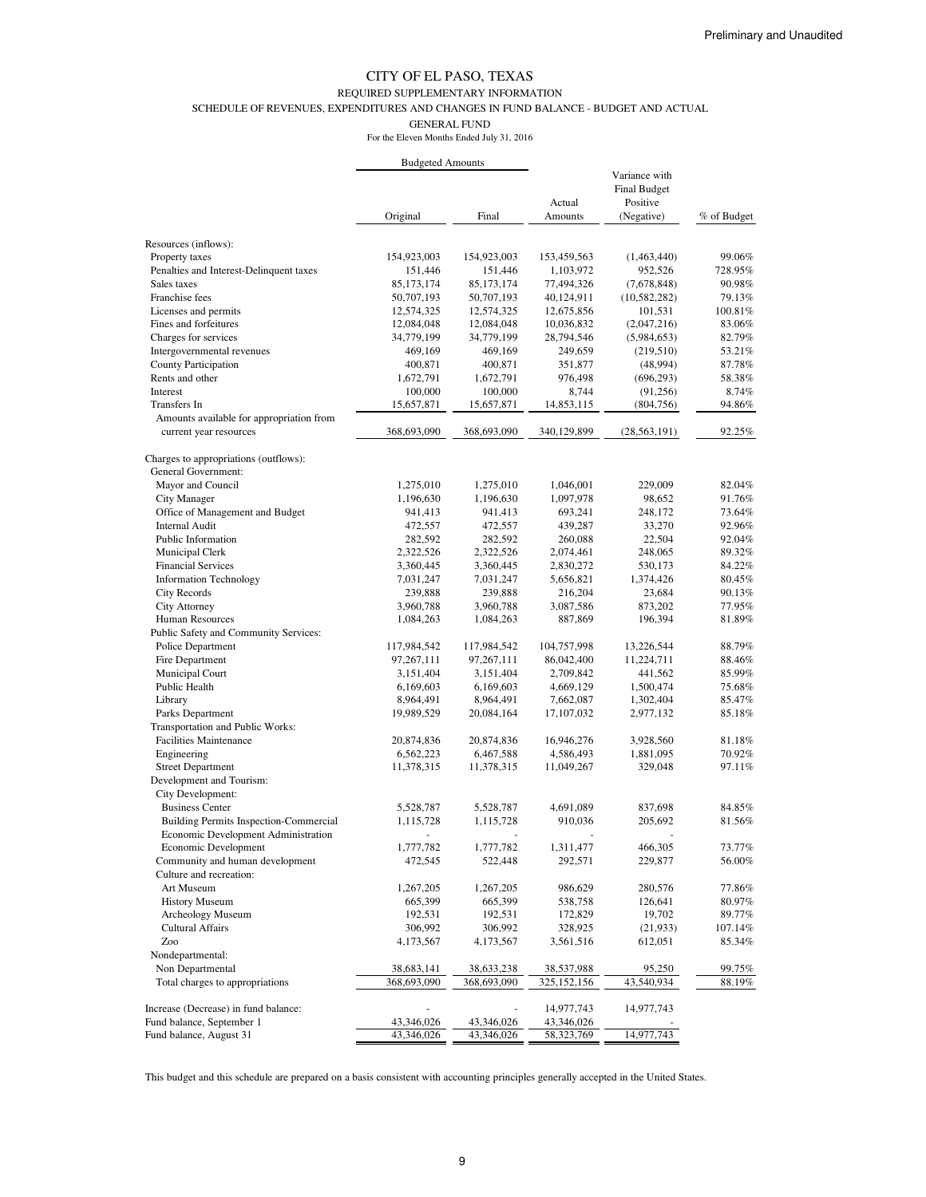Preliminary and Unaudited

# CITY OF EL PASO, TEXAS

REQUIRED SUPPLEMENTARY INFORMATION

SCHEDULE OF REVENUES, EXPENDITURES AND CHANGES IN FUND BALANCE - BUDGET AND ACTUAL

GENERAL FUND

For the Eleven Months Ended July 31, 2016

| | Budgeted Amounts | | | | |
|---|---|---|---|---|---|
| | Original | Final | Actual Amounts | Variance with Final Budget Positive (Negative) | % of Budget |
| Resources (inflows): | | | | | |
| Property taxes | 154,923,003 | 154,923,003 | 153,459,563 | (1,463,440) | 99.06% |
| Penalties and Interest-Delinquent taxes | 151,446 | 151,446 | 1,103,972 | 952,526 | 728.95% |
| Sales taxes | 85,173,174 | 85,173,174 | 77,494,326 | (7,678,848) | 90.98% |
| Franchise fees | 50,707,193 | 50,707,193 | 40,124,911 | (10,582,282) | 79.13% |
| Licenses and permits | 12,574,325 | 12,574,325 | 12,675,856 | 101,531 | 100.81% |
| Fines and forfeitures | 12,084,048 | 12,084,048 | 10,036,832 | (2,047,216) | 83.06% |
| Charges for services | 34,779,199 | 34,779,199 | 28,794,546 | (5,984,653) | 82.79% |
| Intergovernmental revenues | 469,169 | 469,169 | 249,659 | (219,510) | 53.21% |
| County Participation | 400,871 | 400,871 | 351,877 | (48,994) | 87.78% |
| Rents and other | 1,672,791 | 1,672,791 | 976,498 | (696,293) | 58.38% |
| Interest | 100,000 | 100,000 | 8,744 | (91,256) | 8.74% |
| Transfers In | 15,657,871 | 15,657,871 | 14,853,115 | (804,756) | 94.86% |
| Amounts available for appropriation from current year resources | 368,693,090 | 368,693,090 | 340,129,899 | (28,563,191) | 92.25% |
| Charges to appropriations (outflows): | | | | | |
| General Government: | | | | | |
| Mayor and Council | 1,275,010 | 1,275,010 | 1,046,001 | 229,009 | 82.04% |
| City Manager | 1,196,630 | 1,196,630 | 1,097,978 | 98,652 | 91.76% |
| Office of Management and Budget | 941,413 | 941,413 | 693,241 | 248,172 | 73.64% |
| Internal Audit | 472,557 | 472,557 | 439,287 | 33,270 | 92.96% |
| Public Information | 282,592 | 282,592 | 260,088 | 22,504 | 92.04% |
| Municipal Clerk | 2,322,526 | 2,322,526 | 2,074,461 | 248,065 | 89.32% |
| Financial Services | 3,360,445 | 3,360,445 | 2,830,272 | 530,173 | 84.22% |
| Information Technology | 7,031,247 | 7,031,247 | 5,656,821 | 1,374,426 | 80.45% |
| City Records | 239,888 | 239,888 | 216,204 | 23,684 | 90.13% |
| City Attorney | 3,960,788 | 3,960,788 | 3,087,586 | 873,202 | 77.95% |
| Human Resources | 1,084,263 | 1,084,263 | 887,869 | 196,394 | 81.89% |
| Public Safety and Community Services: | | | | | |
| Police Department | 117,984,542 | 117,984,542 | 104,757,998 | 13,226,544 | 88.79% |
| Fire Department | 97,267,111 | 97,267,111 | 86,042,400 | 11,224,711 | 88.46% |
| Municipal Court | 3,151,404 | 3,151,404 | 2,709,842 | 441,562 | 85.99% |
| Public Health | 6,169,603 | 6,169,603 | 4,669,129 | 1,500,474 | 75.68% |
| Library | 8,964,491 | 8,964,491 | 7,662,087 | 1,302,404 | 85.47% |
| Parks Department | 19,989,529 | 20,084,164 | 17,107,032 | 2,977,132 | 85.18% |
| Transportation and Public Works: | | | | | |
| Facilities Maintenance | 20,874,836 | 20,874,836 | 16,946,276 | 3,928,560 | 81.18% |
| Engineering | 6,562,223 | 6,467,588 | 4,586,493 | 1,881,095 | 70.92% |
| Street Department | 11,378,315 | 11,378,315 | 11,049,267 | 329,048 | 97.11% |
| Development and Tourism: | | | | | |
| City Development: | | | | | |
| Business Center | 5,528,787 | 5,528,787 | 4,691,089 | 837,698 | 84.85% |
| Building Permits Inspection-Commercial | 1,115,728 | 1,115,728 | 910,036 | 205,692 | 81.56% |
| Economic Development Administration | - | - | - | - | |
| Economic Development | 1,777,782 | 1,777,782 | 1,311,477 | 466,305 | 73.77% |
| Community and human development | 472,545 | 522,448 | 292,571 | 229,877 | 56.00% |
| Culture and recreation: | | | | | |
| Art Museum | 1,267,205 | 1,267,205 | 986,629 | 280,576 | 77.86% |
| History Museum | 665,399 | 665,399 | 538,758 | 126,641 | 80.97% |
| Archeology Museum | 192,531 | 192,531 | 172,829 | 19,702 | 89.77% |
| Cultural Affairs | 306,992 | 306,992 | 328,925 | (21,933) | 107.14% |
| Zoo | 4,173,567 | 4,173,567 | 3,561,516 | 612,051 | 85.34% |
| Nondepartmental: | | | | | |
| Non Departmental | 38,683,141 | 38,633,238 | 38,537,988 | 95,250 | 99.75% |
| Total charges to appropriations | 368,693,090 | 368,693,090 | 325,152,156 | 43,540,934 | 88.19% |
| Increase (Decrease) in fund balance: | - | - | 14,977,743 | 14,977,743 | |
| Fund balance, September 1 | 43,346,026 | 43,346,026 | 43,346,026 | - | |
| Fund balance, August 31 | 43,346,026 | 43,346,026 | 58,323,769 | 14,977,743 | |

This budget and this schedule are prepared on a basis consistent with accounting principles generally accepted in the United States.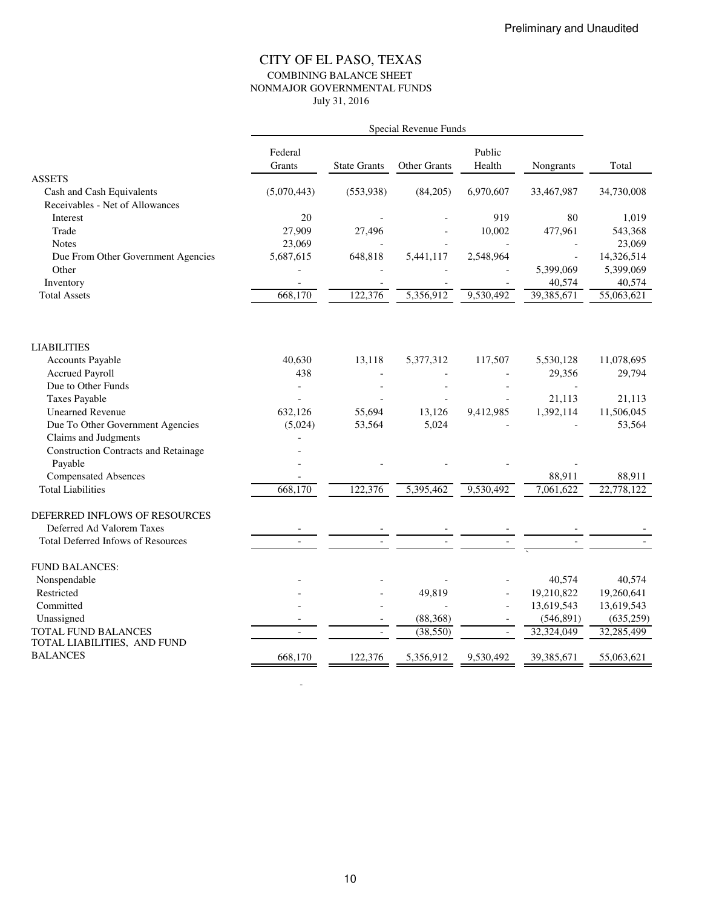Preliminary and Unaudited

# CITY OF EL PASO, TEXAS

## COMBINING BALANCE SHEET
## NONMAJOR GOVERNMENTAL FUNDS
July 31, 2016

| | Special Revenue Funds | | | | | |
|---|---|---|---|---|---|---|
| | Federal Grants | State Grants | Other Grants | Public Health | Nongrants | Total |
| ASSETS | | | | | | |
| Cash and Cash Equivalents | (5,070,443) | (553,938) | (84,205) | 6,970,607 | 33,467,987 | 34,730,008 |
| Receivables - Net of Allowances | | | | | | |
| Interest | 20 | - | - | 919 | 80 | 1,019 |
| Trade | 27,909 | 27,496 | - | 10,002 | 477,961 | 543,368 |
| Notes | 23,069 | - | - | - | - | 23,069 |
| Due From Other Government Agencies | 5,687,615 | 648,818 | 5,441,117 | 2,548,964 | - | 14,326,514 |
| Other | - | - | - | - | 5,399,069 | 5,399,069 |
| Inventory | - | - | - | - | 40,574 | 40,574 |
| Total Assets | 668,170 | 122,376 | 5,356,912 | 9,530,492 | 39,385,671 | 55,063,621 |
| LIABILITIES | | | | | | |
| Accounts Payable | 40,630 | 13,118 | 5,377,312 | 117,507 | 5,530,128 | 11,078,695 |
| Accrued Payroll | 438 | - | - | - | 29,356 | 29,794 |
| Due to Other Funds | - | - | - | - | - | |
| Taxes Payable | - | - | - | - | 21,113 | 21,113 |
| Unearned Revenue | 632,126 | 55,694 | 13,126 | 9,412,985 | 1,392,114 | 11,506,045 |
| Due To Other Government Agencies | (5,024) | 53,564 | 5,024 | - | - | 53,564 |
| Claims and Judgments | - | | | | | |
| Construction Contracts and Retainage Payable | - | - | - | - | - | |
| Compensated Absences | - | | | | 88,911 | 88,911 |
| Total Liabilities | 668,170 | 122,376 | 5,395,462 | 9,530,492 | 7,061,622 | 22,778,122 |
| DEFERRED INFLOWS OF RESOURCES | | | | | | |
| Deferred Ad Valorem Taxes | - | - | - | - | - | - |
| Total Deferred Infows of Resources | - | - | - | - | - | - |
| FUND BALANCES: | | | | | | |
| Nonspendable | - | - | - | - | 40,574 | 40,574 |
| Restricted | - | - | 49,819 | - | 19,210,822 | 19,260,641 |
| Committed | - | - | - | - | 13,619,543 | 13,619,543 |
| Unassigned | - | - | (88,368) | - | (546,891) | (635,259) |
| TOTAL FUND BALANCES | - | - | (38,550) | - | 32,324,049 | 32,285,499 |
| TOTAL LIABILITIES, AND FUND BALANCES | 668,170 | 122,376 | 5,356,912 | 9,530,492 | 39,385,671 | 55,063,621 |

-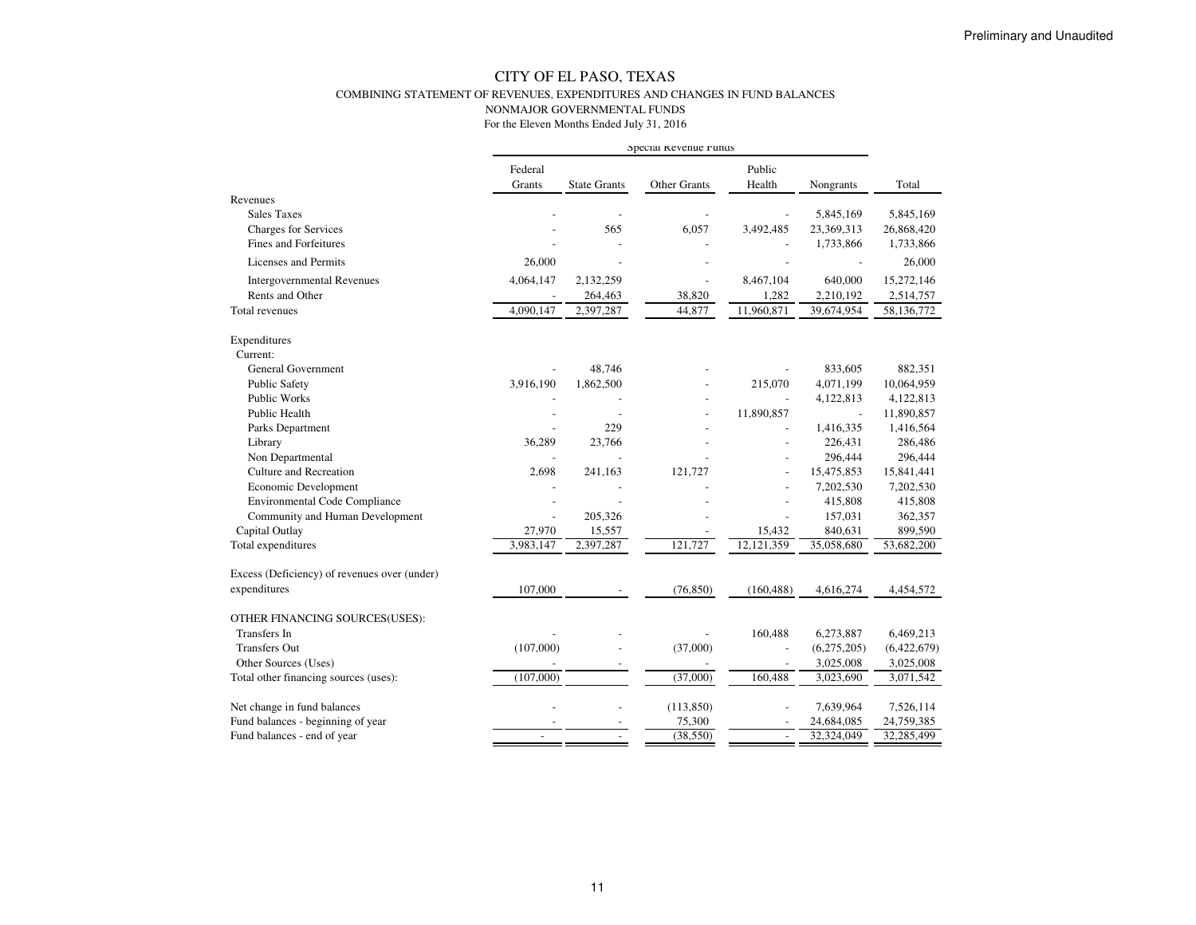Preliminary and Unaudited

# CITY OF EL PASO, TEXAS

## COMBINING STATEMENT OF REVENUES, EXPENDITURES AND CHANGES IN FUND BALANCES

### NONMAJOR GOVERNMENTAL FUNDS

For the Eleven Months Ended July 31, 2016

| | Special Revenue Funds | | | | | |
|---|---|---|---|---|---|---|
| | Federal Grants | State Grants | Other Grants | Public Health | Nongrants | Total |
| Revenues | | | | | | |
| Sales Taxes | - | - | - | - | 5,845,169 | 5,845,169 |
| Charges for Services | - | 565 | 6,057 | 3,492,485 | 23,369,313 | 26,868,420 |
| Fines and Forfeitures | - | - | - | - | 1,733,866 | 1,733,866 |
| Licenses and Permits | 26,000 | - | - | - | - | 26,000 |
| Intergovernmental Revenues | 4,064,147 | 2,132,259 | - | 8,467,104 | 640,000 | 15,272,146 |
| Rents and Other | - | 264,463 | 38,820 | 1,282 | 2,210,192 | 2,514,757 |
| Total revenues | 4,090,147 | 2,397,287 | 44,877 | 11,960,871 | 39,674,954 | 58,136,772 |
| Expenditures | | | | | | |
| Current: | | | | | | |
| General Government | - | 48,746 | - | - | 833,605 | 882,351 |
| Public Safety | 3,916,190 | 1,862,500 | - | 215,070 | 4,071,199 | 10,064,959 |
| Public Works | - | - | - | - | 4,122,813 | 4,122,813 |
| Public Health | - | - | - | 11,890,857 | - | 11,890,857 |
| Parks Department | - | 229 | - | - | 1,416,335 | 1,416,564 |
| Library | 36,289 | 23,766 | - | - | 226,431 | 286,486 |
| Non Departmental | - | - | - | - | 296,444 | 296,444 |
| Culture and Recreation | 2,698 | 241,163 | 121,727 | - | 15,475,853 | 15,841,441 |
| Economic Development | - | - | - | - | 7,202,530 | 7,202,530 |
| Environmental Code Compliance | - | - | - | - | 415,808 | 415,808 |
| Community and Human Development | - | 205,326 | - | - | 157,031 | 362,357 |
| Capital Outlay | 27,970 | 15,557 | - | 15,432 | 840,631 | 899,590 |
| Total expenditures | 3,983,147 | 2,397,287 | 121,727 | 12,121,359 | 35,058,680 | 53,682,200 |
| Excess (Deficiency) of revenues over (under) expenditures | 107,000 | - | (76,850) | (160,488) | 4,616,274 | 4,454,572 |
| OTHER FINANCING SOURCES(USES): | | | | | | |
| Transfers In | - | - | - | 160,488 | 6,273,887 | 6,469,213 |
| Transfers Out | (107,000) | - | (37,000) | - | (6,275,205) | (6,422,679) |
| Other Sources (Uses) | - | - | - | - | 3,025,008 | 3,025,008 |
| Total other financing sources (uses): | (107,000) | | (37,000) | 160,488 | 3,023,690 | 3,071,542 |
| Net change in fund balances | - | - | (113,850) | - | 7,639,964 | 7,526,114 |
| Fund balances - beginning of year | - | - | 75,300 | - | 24,684,085 | 24,759,385 |
| Fund balances - end of year | - | - | (38,550) | - | 32,324,049 | 32,285,499 |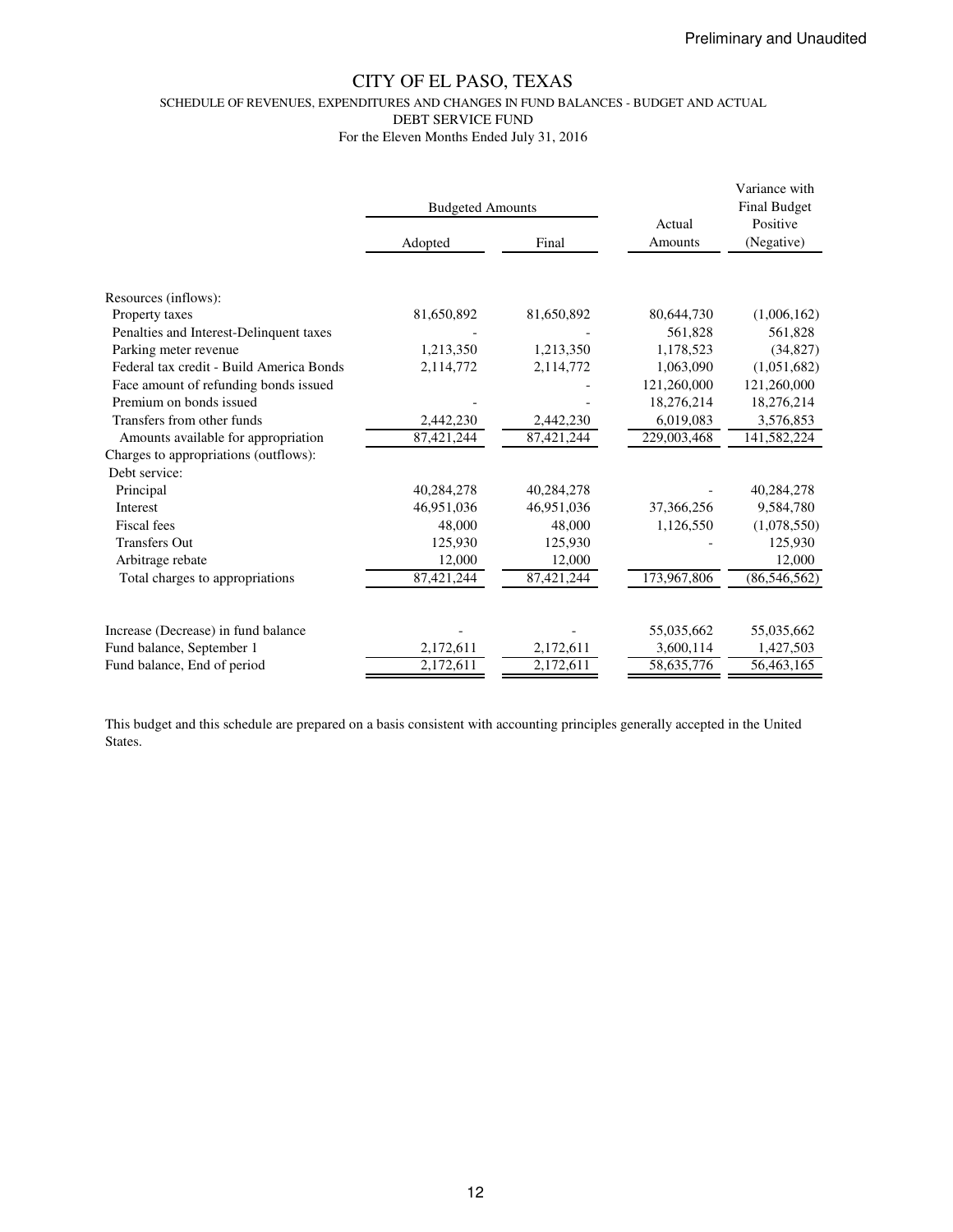Preliminary and Unaudited

# CITY OF EL PASO, TEXAS

SCHEDULE OF REVENUES, EXPENDITURES AND CHANGES IN FUND BALANCES - BUDGET AND ACTUAL

DEBT SERVICE FUND

For the Eleven Months Ended July 31, 2016

| | Budgeted Amounts | | Actual Amounts | Variance with Final Budget Positive (Negative) |
|---|---|---|---|---|
| | Adopted | Final | | |
| Resources (inflows): | | | | |
| Property taxes | 81,650,892 | 81,650,892 | 80,644,730 | (1,006,162) |
| Penalties and Interest-Delinquent taxes | - | - | 561,828 | 561,828 |
| Parking meter revenue | 1,213,350 | 1,213,350 | 1,178,523 | (34,827) |
| Federal tax credit - Build America Bonds | 2,114,772 | 2,114,772 | 1,063,090 | (1,051,682) |
| Face amount of refunding bonds issued | | - | 121,260,000 | 121,260,000 |
| Premium on bonds issued | - | - | 18,276,214 | 18,276,214 |
| Transfers from other funds | 2,442,230 | 2,442,230 | 6,019,083 | 3,576,853 |
| Amounts available for appropriation | 87,421,244 | 87,421,244 | 229,003,468 | 141,582,224 |
| Charges to appropriations (outflows): | | | | |
| Debt service: | | | | |
| Principal | 40,284,278 | 40,284,278 | - | 40,284,278 |
| Interest | 46,951,036 | 46,951,036 | 37,366,256 | 9,584,780 |
| Fiscal fees | 48,000 | 48,000 | 1,126,550 | (1,078,550) |
| Transfers Out | 125,930 | 125,930 | - | 125,930 |
| Arbitrage rebate | 12,000 | 12,000 | | 12,000 |
| Total charges to appropriations | 87,421,244 | 87,421,244 | 173,967,806 | (86,546,562) |
| Increase (Decrease) in fund balance | - | - | 55,035,662 | 55,035,662 |
| Fund balance, September 1 | 2,172,611 | 2,172,611 | 3,600,114 | 1,427,503 |
| Fund balance, End of period | 2,172,611 | 2,172,611 | 58,635,776 | 56,463,165 |

This budget and this schedule are prepared on a basis consistent with accounting principles generally accepted in the United States.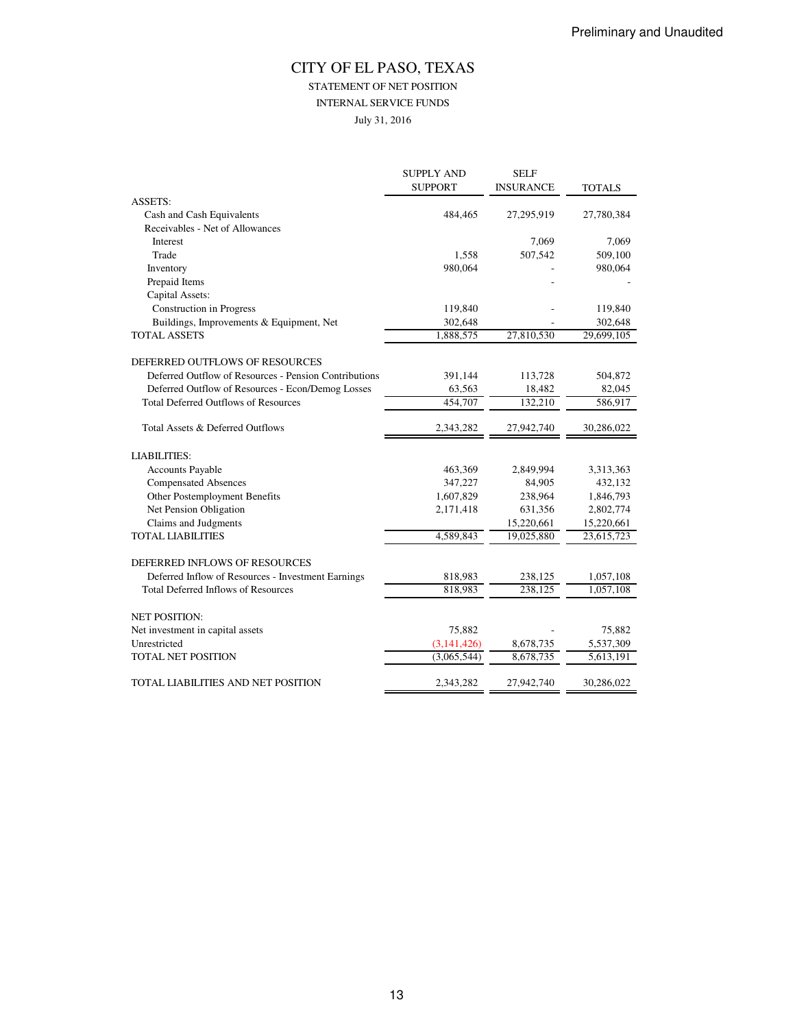Preliminary and Unaudited

# CITY OF EL PASO, TEXAS

## STATEMENT OF NET POSITION

### INTERNAL SERVICE FUNDS

July 31, 2016

| | SUPPLY AND SUPPORT | SELF INSURANCE | TOTALS |
|---|---|---|---|
| ASSETS: | | | |
| Cash and Cash Equivalents | 484,465 | 27,295,919 | 27,780,384 |
| Receivables - Net of Allowances | | | |
| Interest | | 7,069 | 7,069 |
| Trade | 1,558 | 507,542 | 509,100 |
| Inventory | 980,064 | - | 980,064 |
| Prepaid Items | | - | - |
| Capital Assets: | | | |
| Construction in Progress | 119,840 | - | 119,840 |
| Buildings, Improvements & Equipment, Net | 302,648 | - | 302,648 |
| TOTAL ASSETS | 1,888,575 | 27,810,530 | 29,699,105 |
| DEFERRED OUTFLOWS OF RESOURCES | | | |
| Deferred Outflow of Resources - Pension Contributions | 391,144 | 113,728 | 504,872 |
| Deferred Outflow of Resources - Econ/Demog Losses | 63,563 | 18,482 | 82,045 |
| Total Deferred Outflows of Resources | 454,707 | 132,210 | 586,917 |
| Total Assets & Deferred Outflows | 2,343,282 | 27,942,740 | 30,286,022 |
| LIABILITIES: | | | |
| Accounts Payable | 463,369 | 2,849,994 | 3,313,363 |
| Compensated Absences | 347,227 | 84,905 | 432,132 |
| Other Postemployment Benefits | 1,607,829 | 238,964 | 1,846,793 |
| Net Pension Obligation | 2,171,418 | 631,356 | 2,802,774 |
| Claims and Judgments | | 15,220,661 | 15,220,661 |
| TOTAL LIABILITIES | 4,589,843 | 19,025,880 | 23,615,723 |
| DEFERRED INFLOWS OF RESOURCES | | | |
| Deferred Inflow of Resources - Investment Earnings | 818,983 | 238,125 | 1,057,108 |
| Total Deferred Inflows of Resources | 818,983 | 238,125 | 1,057,108 |
| NET POSITION: | | | |
| Net investment in capital assets | 75,882 | - | 75,882 |
| Unrestricted | (3,141,426) | 8,678,735 | 5,537,309 |
| TOTAL NET POSITION | (3,065,544) | 8,678,735 | 5,613,191 |
| TOTAL LIABILITIES AND NET POSITION | 2,343,282 | 27,942,740 | 30,286,022 |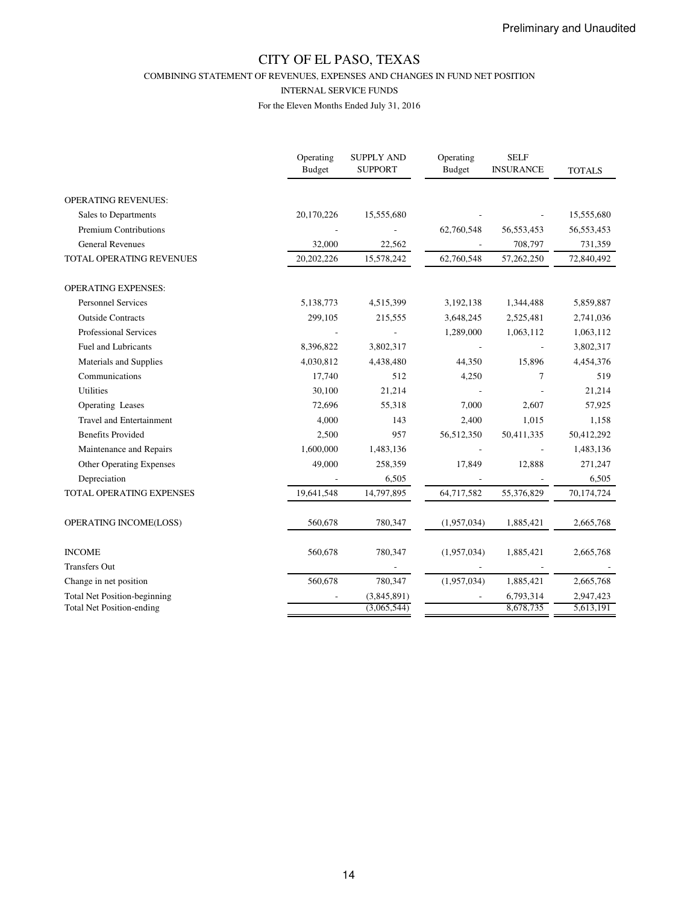Preliminary and Unaudited

# CITY OF EL PASO, TEXAS

COMBINING STATEMENT OF REVENUES, EXPENSES AND CHANGES IN FUND NET POSITION

INTERNAL SERVICE FUNDS

For the Eleven Months Ended July 31, 2016

| | Operating Budget | SUPPLY AND SUPPORT | Operating Budget | SELF INSURANCE | TOTALS |
|---|---|---|---|---|---|
| OPERATING REVENUES: | | | | | |
| Sales to Departments | 20,170,226 | 15,555,680 | - | - | 15,555,680 |
| Premium Contributions | - | - | 62,760,548 | 56,553,453 | 56,553,453 |
| General Revenues | 32,000 | 22,562 | - | 708,797 | 731,359 |
| TOTAL OPERATING REVENUES | 20,202,226 | 15,578,242 | 62,760,548 | 57,262,250 | 72,840,492 |
| OPERATING EXPENSES: | | | | | |
| Personnel Services | 5,138,773 | 4,515,399 | 3,192,138 | 1,344,488 | 5,859,887 |
| Outside Contracts | 299,105 | 215,555 | 3,648,245 | 2,525,481 | 2,741,036 |
| Professional Services | - | - | 1,289,000 | 1,063,112 | 1,063,112 |
| Fuel and Lubricants | 8,396,822 | 3,802,317 | - | - | 3,802,317 |
| Materials and Supplies | 4,030,812 | 4,438,480 | 44,350 | 15,896 | 4,454,376 |
| Communications | 17,740 | 512 | 4,250 | 7 | 519 |
| Utilities | 30,100 | 21,214 | - | - | 21,214 |
| Operating Leases | 72,696 | 55,318 | 7,000 | 2,607 | 57,925 |
| Travel and Entertainment | 4,000 | 143 | 2,400 | 1,015 | 1,158 |
| Benefits Provided | 2,500 | 957 | 56,512,350 | 50,411,335 | 50,412,292 |
| Maintenance and Repairs | 1,600,000 | 1,483,136 | - | - | 1,483,136 |
| Other Operating Expenses | 49,000 | 258,359 | 17,849 | 12,888 | 271,247 |
| Depreciation | - | 6,505 | - | - | 6,505 |
| TOTAL OPERATING EXPENSES | 19,641,548 | 14,797,895 | 64,717,582 | 55,376,829 | 70,174,724 |
| OPERATING INCOME(LOSS) | 560,678 | 780,347 | (1,957,034) | 1,885,421 | 2,665,768 |
| INCOME | 560,678 | 780,347 | (1,957,034) | 1,885,421 | 2,665,768 |
| Transfers Out | | - | - | - | - |
| Change in net position | 560,678 | 780,347 | (1,957,034) | 1,885,421 | 2,665,768 |
| Total Net Position-beginning | - | (3,845,891) | - | 6,793,314 | 2,947,423 |
| Total Net Position-ending | | (3,065,544) | | 8,678,735 | 5,613,191 |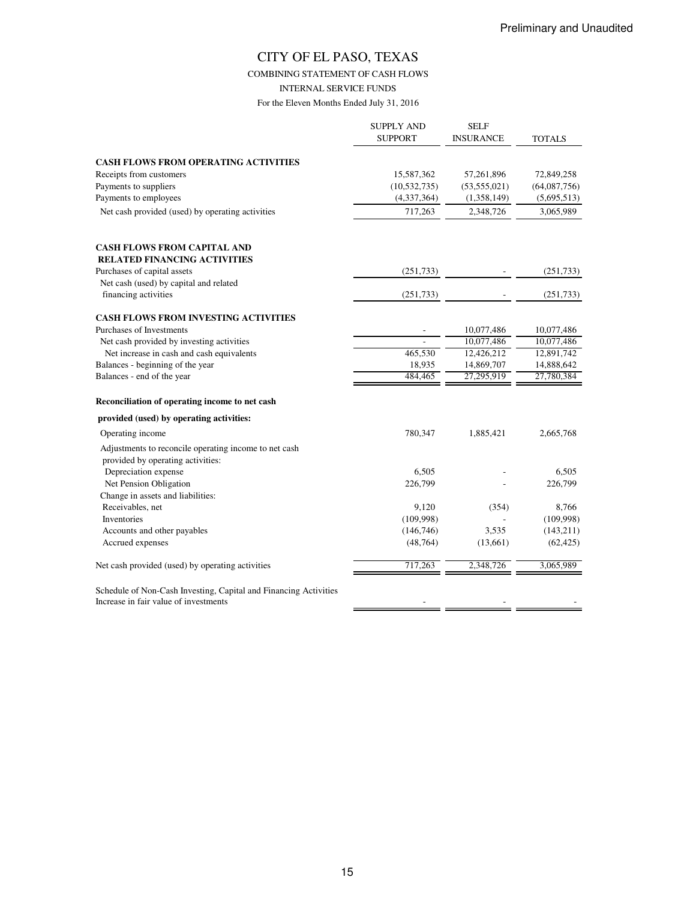Preliminary and Unaudited

# CITY OF EL PASO, TEXAS

COMBINING STATEMENT OF CASH FLOWS

INTERNAL SERVICE FUNDS

For the Eleven Months Ended July 31, 2016

| | SUPPLY AND SUPPORT | SELF INSURANCE | TOTALS |
|---|---|---|---|
| **CASH FLOWS FROM OPERATING ACTIVITIES** | | | |
| Receipts from customers | 15,587,362 | 57,261,896 | 72,849,258 |
| Payments to suppliers | (10,532,735) | (53,555,021) | (64,087,756) |
| Payments to employees | (4,337,364) | (1,358,149) | (5,695,513) |
| Net cash provided (used) by operating activities | 717,263 | 2,348,726 | 3,065,989 |
| **CASH FLOWS FROM CAPITAL AND RELATED FINANCING ACTIVITIES** | | | |
| Purchases of capital assets | (251,733) | - | (251,733) |
| Net cash (used) by capital and related financing activities | (251,733) | - | (251,733) |
| **CASH FLOWS FROM INVESTING ACTIVITIES** | | | |
| Purchases of Investments | - | 10,077,486 | 10,077,486 |
| Net cash provided by investing activities | - | 10,077,486 | 10,077,486 |
| Net increase in cash and cash equivalents | 465,530 | 12,426,212 | 12,891,742 |
| Balances - beginning of the year | 18,935 | 14,869,707 | 14,888,642 |
| Balances - end of the year | 484,465 | 27,295,919 | 27,780,384 |
| **Reconciliation of operating income to net cash provided (used) by operating activities:** | | | |
| Operating income | 780,347 | 1,885,421 | 2,665,768 |
| Adjustments to reconcile operating income to net cash provided by operating activities: | | | |
| Depreciation expense | 6,505 | - | 6,505 |
| Net Pension Obligation | 226,799 | - | 226,799 |
| Change in assets and liabilities: | | | |
| Receivables, net | 9,120 | (354) | 8,766 |
| Inventories | (109,998) | - | (109,998) |
| Accounts and other payables | (146,746) | 3,535 | (143,211) |
| Accrued expenses | (48,764) | (13,661) | (62,425) |
| Net cash provided (used) by operating activities | 717,263 | 2,348,726 | 3,065,989 |
| Schedule of Non-Cash Investing, Capital and Financing Activities | | | |
| Increase in fair value of investments | - | - | - |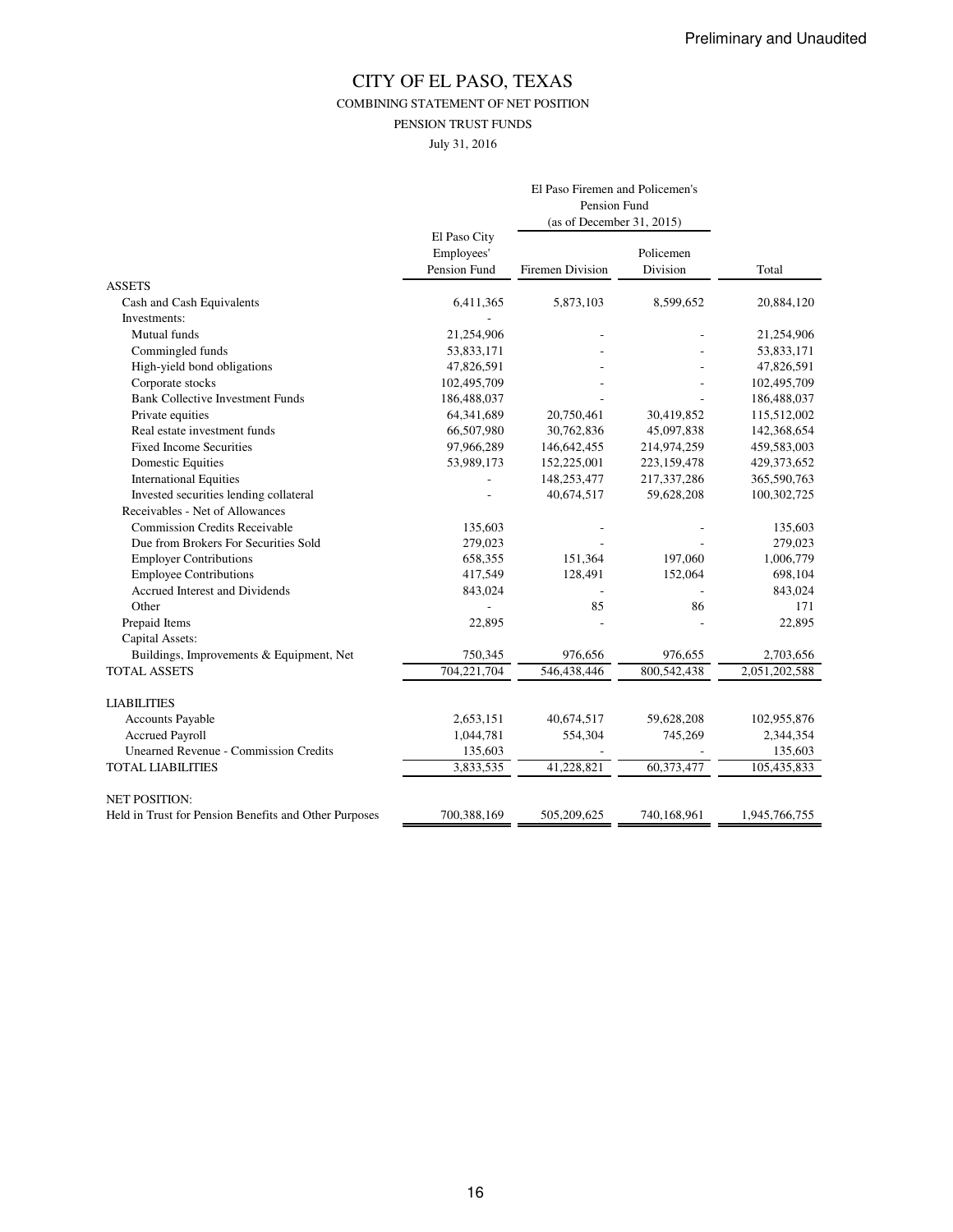Preliminary and Unaudited

# CITY OF EL PASO, TEXAS

COMBINING STATEMENT OF NET POSITION

PENSION TRUST FUNDS

July 31, 2016

| | El Paso City Employees' Pension Fund | El Paso Firemen and Policemen's Pension Fund (as of December 31, 2015) | | Total |
|---|---|---|---|---|
| | | Firemen Division | Policemen Division | |
| ASSETS | | | | |
| Cash and Cash Equivalents | 6,411,365 | 5,873,103 | 8,599,652 | 20,884,120 |
| Investments: | - | | | |
| Mutual funds | 21,254,906 | - | - | 21,254,906 |
| Commingled funds | 53,833,171 | - | - | 53,833,171 |
| High-yield bond obligations | 47,826,591 | - | - | 47,826,591 |
| Corporate stocks | 102,495,709 | - | - | 102,495,709 |
| Bank Collective Investment Funds | 186,488,037 | - | - | 186,488,037 |
| Private equities | 64,341,689 | 20,750,461 | 30,419,852 | 115,512,002 |
| Real estate investment funds | 66,507,980 | 30,762,836 | 45,097,838 | 142,368,654 |
| Fixed Income Securities | 97,966,289 | 146,642,455 | 214,974,259 | 459,583,003 |
| Domestic Equities | 53,989,173 | 152,225,001 | 223,159,478 | 429,373,652 |
| International Equities | - | 148,253,477 | 217,337,286 | 365,590,763 |
| Invested securities lending collateral | - | 40,674,517 | 59,628,208 | 100,302,725 |
| Receivables - Net of Allowances | | | | |
| Commission Credits Receivable | 135,603 | - | - | 135,603 |
| Due from Brokers For Securities Sold | 279,023 | - | - | 279,023 |
| Employer Contributions | 658,355 | 151,364 | 197,060 | 1,006,779 |
| Employee Contributions | 417,549 | 128,491 | 152,064 | 698,104 |
| Accrued Interest and Dividends | 843,024 | - | - | 843,024 |
| Other | - | 85 | 86 | 171 |
| Prepaid Items | 22,895 | - | - | 22,895 |
| Capital Assets: | | | | |
| Buildings, Improvements & Equipment, Net | 750,345 | 976,656 | 976,655 | 2,703,656 |
| TOTAL ASSETS | 704,221,704 | 546,438,446 | 800,542,438 | 2,051,202,588 |
| LIABILITIES | | | | |
| Accounts Payable | 2,653,151 | 40,674,517 | 59,628,208 | 102,955,876 |
| Accrued Payroll | 1,044,781 | 554,304 | 745,269 | 2,344,354 |
| Unearned Revenue - Commission Credits | 135,603 | - | - | 135,603 |
| TOTAL LIABILITIES | 3,833,535 | 41,228,821 | 60,373,477 | 105,435,833 |
| NET POSITION: | | | | |
| Held in Trust for Pension Benefits and Other Purposes | 700,388,169 | 505,209,625 | 740,168,961 | 1,945,766,755 |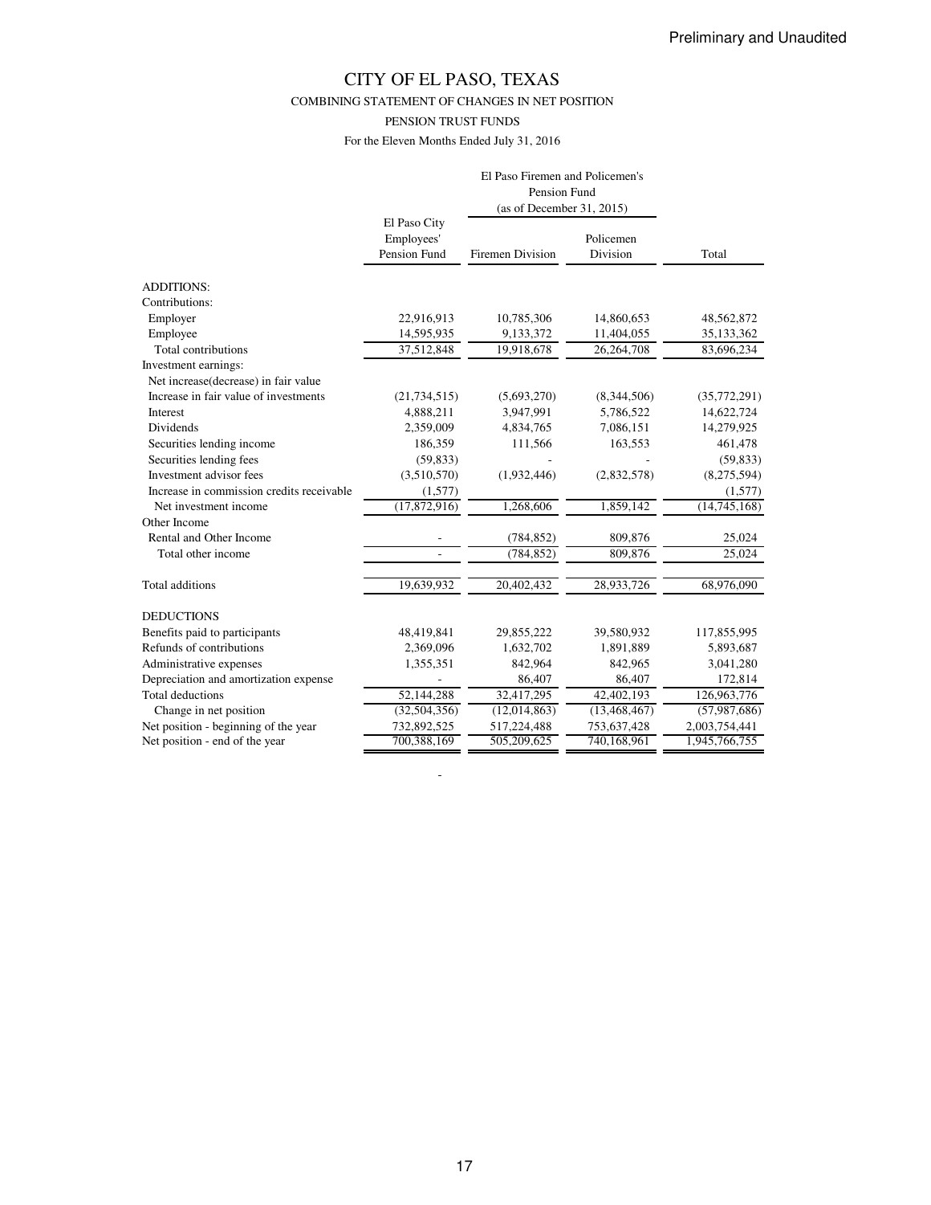Preliminary and Unaudited

# CITY OF EL PASO, TEXAS

## COMBINING STATEMENT OF CHANGES IN NET POSITION

### PENSION TRUST FUNDS

For the Eleven Months Ended July 31, 2016

| | | El Paso Firemen and Policemen's Pension Fund (as of December 31, 2015) | | |
|---|---|---|---|---|
| | El Paso City Employees' Pension Fund | Firemen Division | Policemen Division | Total |
| ADDITIONS: | | | | |
| Contributions: | | | | |
| Employer | 22,916,913 | 10,785,306 | 14,860,653 | 48,562,872 |
| Employee | 14,595,935 | 9,133,372 | 11,404,055 | 35,133,362 |
| Total contributions | 37,512,848 | 19,918,678 | 26,264,708 | 83,696,234 |
| Investment earnings: | | | | |
| Net increase(decrease) in fair value | | | | |
| Increase in fair value of investments | (21,734,515) | (5,693,270) | (8,344,506) | (35,772,291) |
| Interest | 4,888,211 | 3,947,991 | 5,786,522 | 14,622,724 |
| Dividends | 2,359,009 | 4,834,765 | 7,086,151 | 14,279,925 |
| Securities lending income | 186,359 | 111,566 | 163,553 | 461,478 |
| Securities lending fees | (59,833) | - | - | (59,833) |
| Investment advisor fees | (3,510,570) | (1,932,446) | (2,832,578) | (8,275,594) |
| Increase in commission credits receivable | (1,577) | | | (1,577) |
| Net investment income | (17,872,916) | 1,268,606 | 1,859,142 | (14,745,168) |
| Other Income | | | | |
| Rental and Other Income | - | (784,852) | 809,876 | 25,024 |
| Total other income | - | (784,852) | 809,876 | 25,024 |
| Total additions | 19,639,932 | 20,402,432 | 28,933,726 | 68,976,090 |
| DEDUCTIONS | | | | |
| Benefits paid to participants | 48,419,841 | 29,855,222 | 39,580,932 | 117,855,995 |
| Refunds of contributions | 2,369,096 | 1,632,702 | 1,891,889 | 5,893,687 |
| Administrative expenses | 1,355,351 | 842,964 | 842,965 | 3,041,280 |
| Depreciation and amortization expense | - | 86,407 | 86,407 | 172,814 |
| Total deductions | 52,144,288 | 32,417,295 | 42,402,193 | 126,963,776 |
| Change in net position | (32,504,356) | (12,014,863) | (13,468,467) | (57,987,686) |
| Net position - beginning of the year | 732,892,525 | 517,224,488 | 753,637,428 | 2,003,754,441 |
| Net position - end of the year | 700,388,169 | 505,209,625 | 740,168,961 | 1,945,766,755 |

-